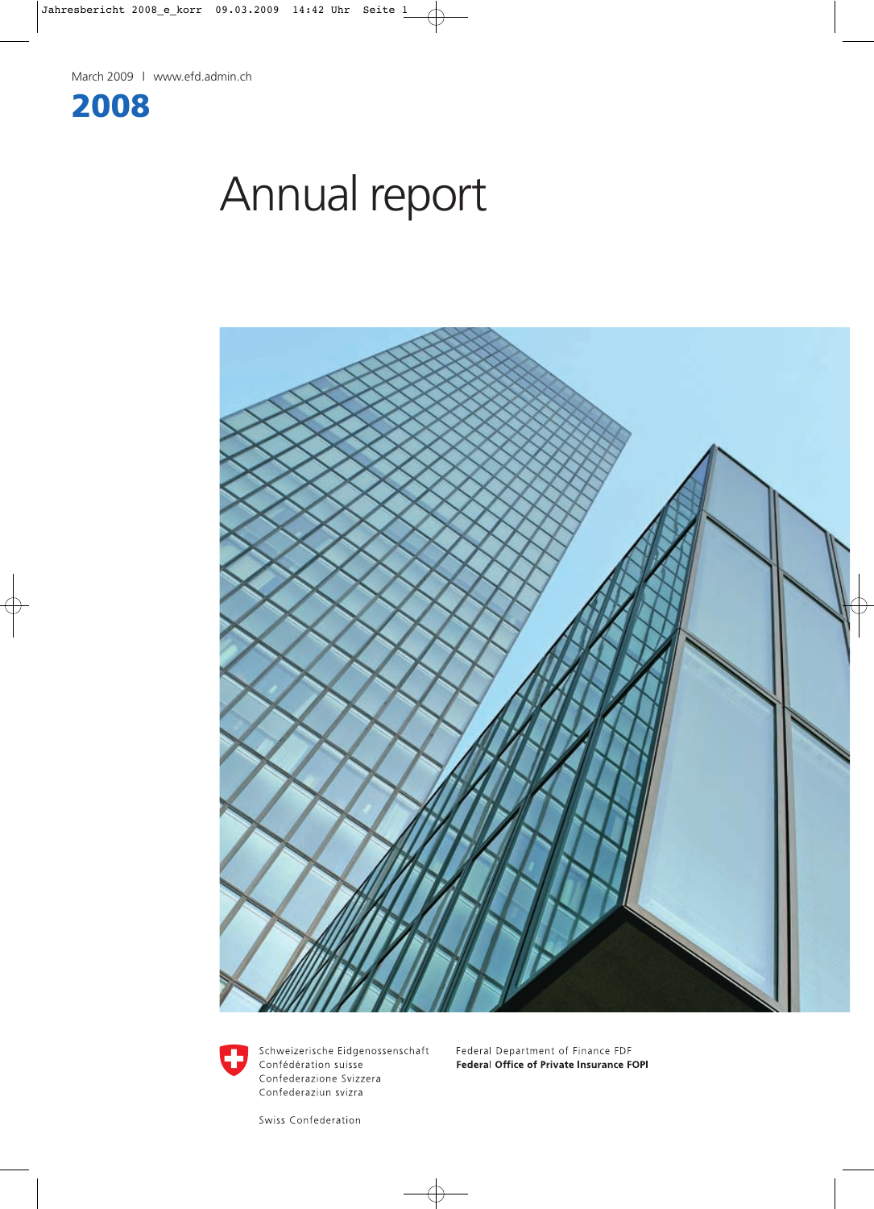March 2009 I www.efd.admin.ch

# 2008

# Annual report

Schweizerische Eidgenossenschaft
Confédération suisse
Confederazione Svizzera
Confederaziun svizra

Swiss Confederation

Federal Department of Finance FDF
**Federal Office of Private Insurance FOPI**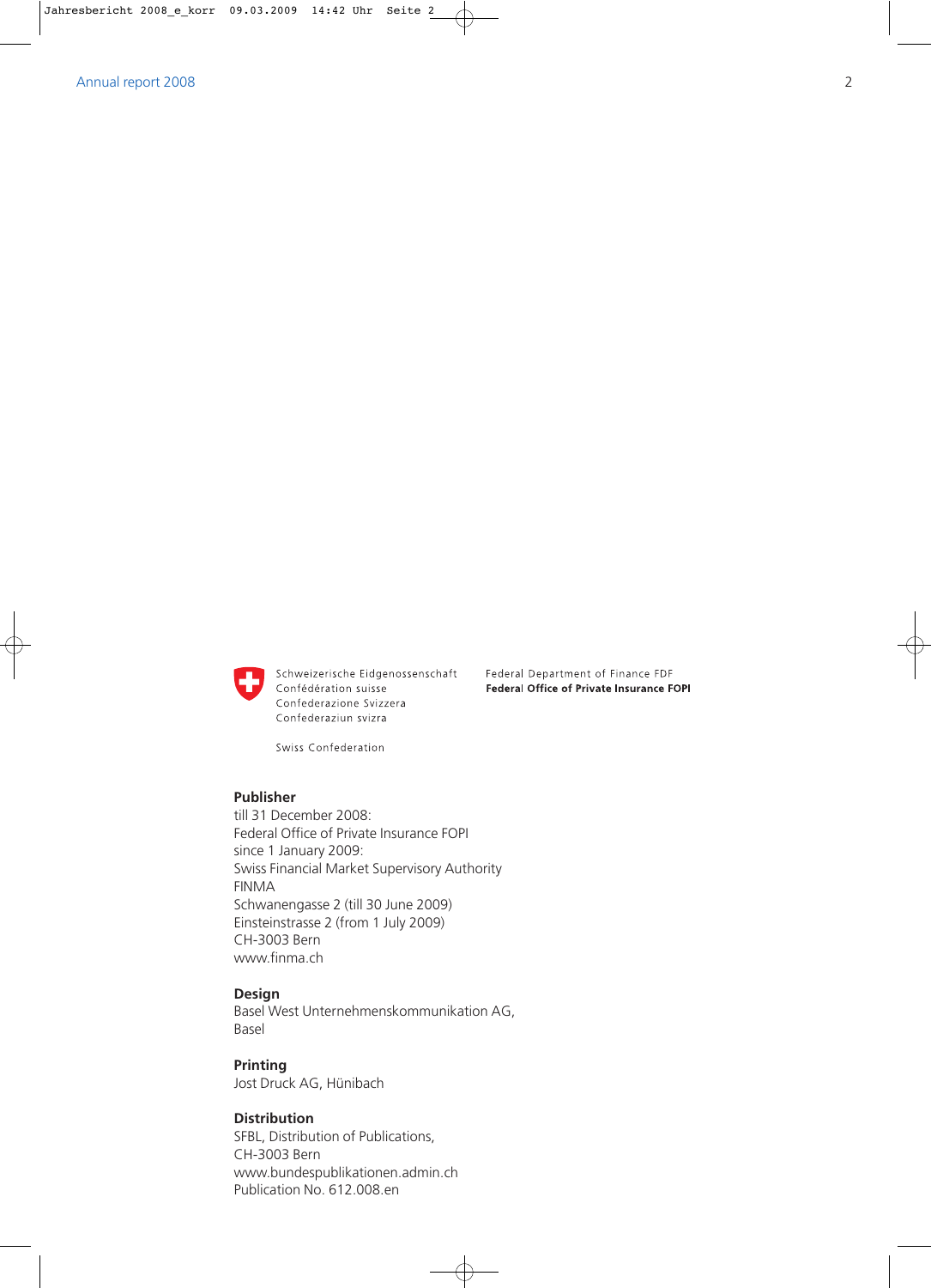Schweizerische Eidgenossenschaft
Confédération suisse
Confederazione Svizzera
Confederaziun svizra

Swiss Confederation

Federal Department of Finance FDF
**Federal Office of Private Insurance FOPI**

**Publisher**
till 31 December 2008:
Federal Office of Private Insurance FOPI
since 1 January 2009:
Swiss Financial Market Supervisory Authority FINMA
Schwanengasse 2 (till 30 June 2009)
Einsteinstrasse 2 (from 1 July 2009)
CH-3003 Bern
www.finma.ch

**Design**
Basel West Unternehmenskommunikation AG, Basel

**Printing**
Jost Druck AG, Hünibach

**Distribution**
SFBL, Distribution of Publications,
CH-3003 Bern
www.bundespublikationen.admin.ch
Publication No. 612.008.en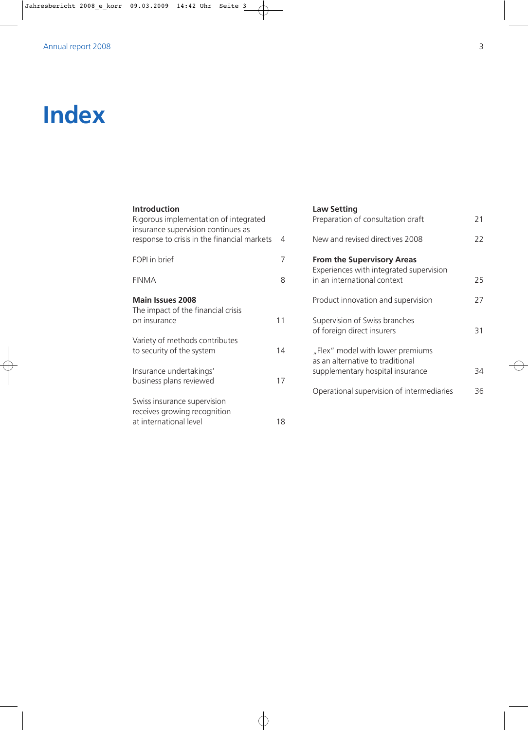# Index

**Introduction**

Rigorous implementation of integrated insurance supervision continues as response to crisis in the financial markets 4

FOPI in brief 7

FINMA 8

**Main Issues 2008**

The impact of the financial crisis on insurance 11

Variety of methods contributes to security of the system 14

Insurance undertakings' business plans reviewed 17

Swiss insurance supervision receives growing recognition at international level 18

**Law Setting**

Preparation of consultation draft 21

New and revised directives 2008 22

**From the Supervisory Areas**

Experiences with integrated supervision in an international context 25

Product innovation and supervision 27

Supervision of Swiss branches of foreign direct insurers 31

„Flex" model with lower premiums as an alternative to traditional supplementary hospital insurance 34

Operational supervision of intermediaries 36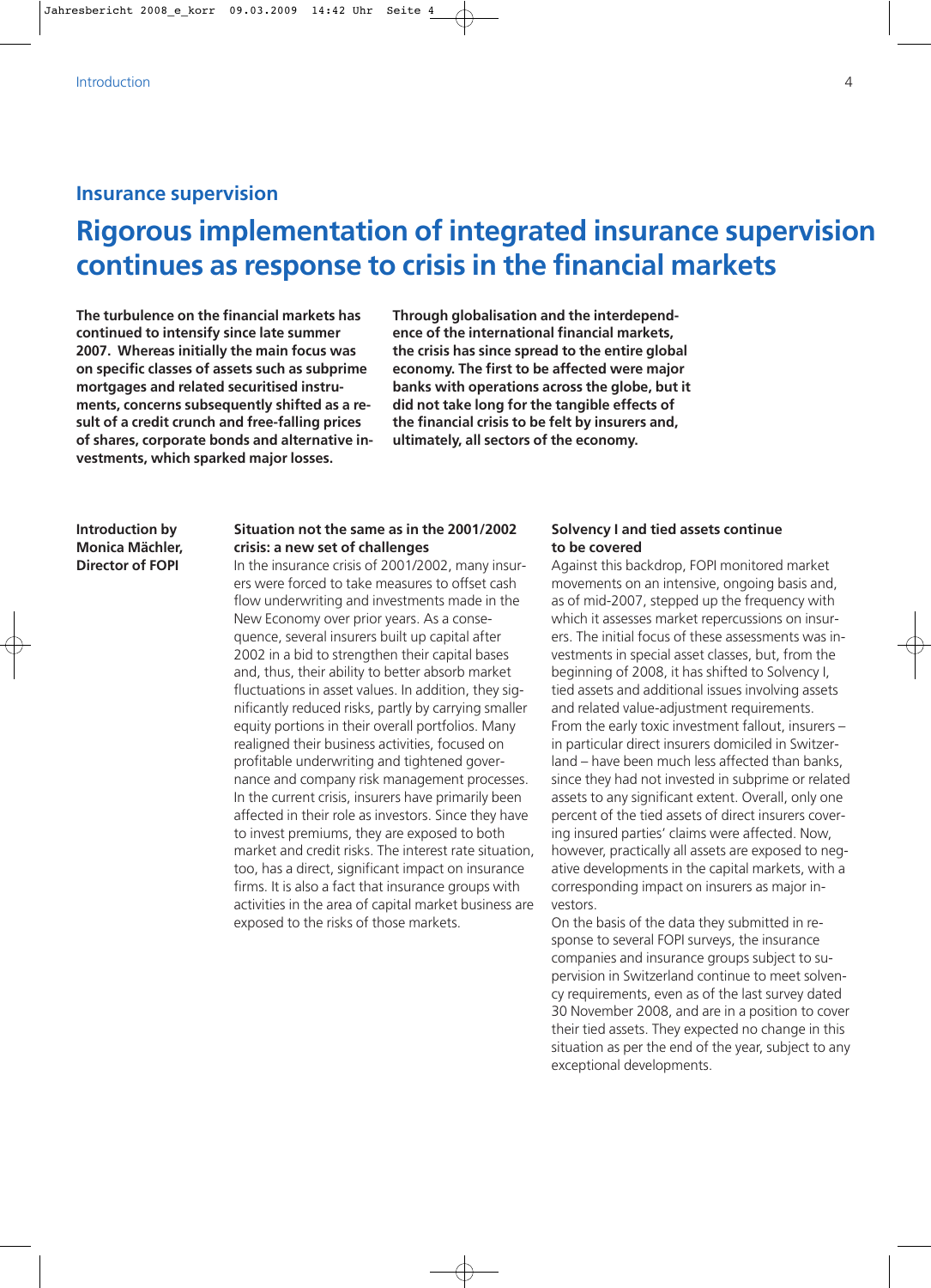## Insurance supervision

# Rigorous implementation of integrated insurance supervision continues as response to crisis in the financial markets

**The turbulence on the financial markets has continued to intensify since late summer 2007. Whereas initially the main focus was on specific classes of assets such as subprime mortgages and related securitised instruments, concerns subsequently shifted as a result of a credit crunch and free-falling prices of shares, corporate bonds and alternative investments, which sparked major losses.**

**Through globalisation and the interdependence of the international financial markets, the crisis has since spread to the entire global economy. The first to be affected were major banks with operations across the globe, but it did not take long for the tangible effects of the financial crisis to be felt by insurers and, ultimately, all sectors of the economy.**

**Introduction by Monica Mächler, Director of FOPI**

### Situation not the same as in the 2001/2002 crisis: a new set of challenges

In the insurance crisis of 2001/2002, many insurers were forced to take measures to offset cash flow underwriting and investments made in the New Economy over prior years. As a consequence, several insurers built up capital after 2002 in a bid to strengthen their capital bases and, thus, their ability to better absorb market fluctuations in asset values. In addition, they significantly reduced risks, partly by carrying smaller equity portions in their overall portfolios. Many realigned their business activities, focused on profitable underwriting and tightened governance and company risk management processes. In the current crisis, insurers have primarily been affected in their role as investors. Since they have to invest premiums, they are exposed to both market and credit risks. The interest rate situation, too, has a direct, significant impact on insurance firms. It is also a fact that insurance groups with activities in the area of capital market business are exposed to the risks of those markets.

### Solvency I and tied assets continue to be covered

Against this backdrop, FOPI monitored market movements on an intensive, ongoing basis and, as of mid-2007, stepped up the frequency with which it assesses market repercussions on insurers. The initial focus of these assessments was investments in special asset classes, but, from the beginning of 2008, it has shifted to Solvency I, tied assets and additional issues involving assets and related value-adjustment requirements.
From the early toxic investment fallout, insurers – in particular direct insurers domiciled in Switzerland – have been much less affected than banks, since they had not invested in subprime or related assets to any significant extent. Overall, only one percent of the tied assets of direct insurers covering insured parties' claims were affected. Now, however, practically all assets are exposed to negative developments in the capital markets, with a corresponding impact on insurers as major investors.
On the basis of the data they submitted in response to several FOPI surveys, the insurance companies and insurance groups subject to supervision in Switzerland continue to meet solvency requirements, even as of the last survey dated 30 November 2008, and are in a position to cover their tied assets. They expected no change in this situation as per the end of the year, subject to any exceptional developments.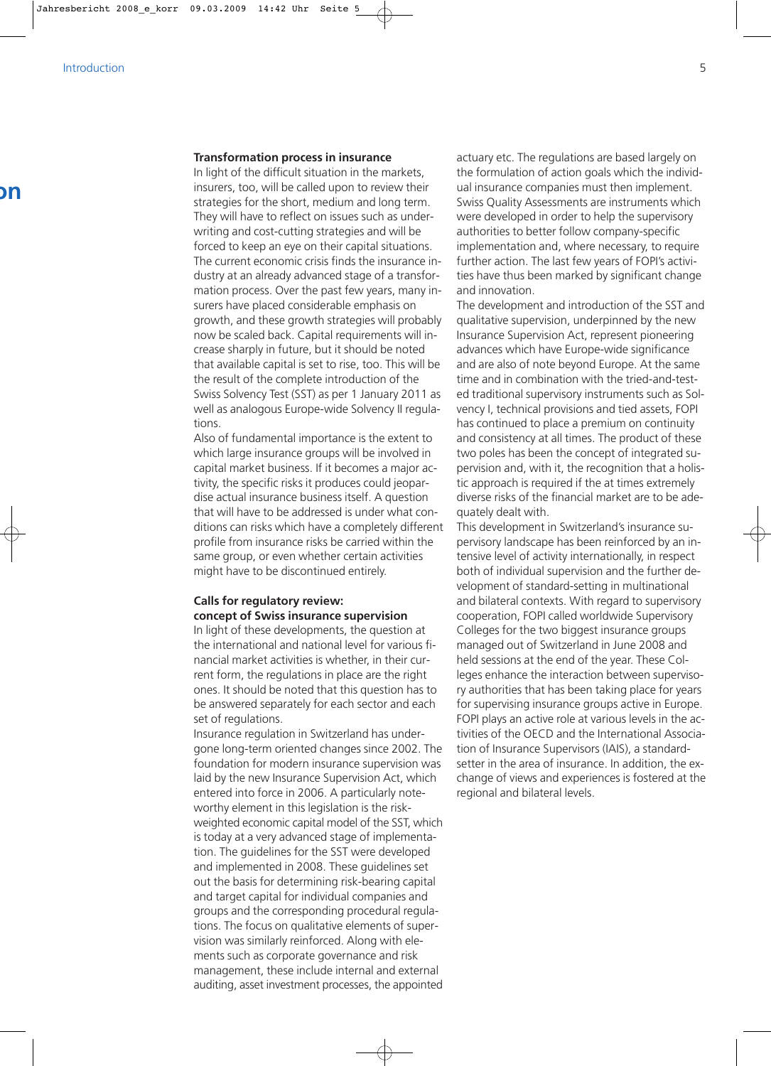### Transformation process in insurance

In light of the difficult situation in the markets, insurers, too, will be called upon to review their strategies for the short, medium and long term. They will have to reflect on issues such as underwriting and cost-cutting strategies and will be forced to keep an eye on their capital situations. The current economic crisis finds the insurance industry at an already advanced stage of a transformation process. Over the past few years, many insurers have placed considerable emphasis on growth, and these growth strategies will probably now be scaled back. Capital requirements will increase sharply in future, but it should be noted that available capital is set to rise, too. This will be the result of the complete introduction of the Swiss Solvency Test (SST) as per 1 January 2011 as well as analogous Europe-wide Solvency II regulations.

Also of fundamental importance is the extent to which large insurance groups will be involved in capital market business. If it becomes a major activity, the specific risks it produces could jeopardise actual insurance business itself. A question that will have to be addressed is under what conditions can risks which have a completely different profile from insurance risks be carried within the same group, or even whether certain activities might have to be discontinued entirely.

### Calls for regulatory review: concept of Swiss insurance supervision

In light of these developments, the question at the international and national level for various financial market activities is whether, in their current form, the regulations in place are the right ones. It should be noted that this question has to be answered separately for each sector and each set of regulations.

Insurance regulation in Switzerland has undergone long-term oriented changes since 2002. The foundation for modern insurance supervision was laid by the new Insurance Supervision Act, which entered into force in 2006. A particularly noteworthy element in this legislation is the risk-weighted economic capital model of the SST, which is today at a very advanced stage of implementation. The guidelines for the SST were developed and implemented in 2008. These guidelines set out the basis for determining risk-bearing capital and target capital for individual companies and groups and the corresponding procedural regulations. The focus on qualitative elements of supervision was similarly reinforced. Along with elements such as corporate governance and risk management, these include internal and external auditing, asset investment processes, the appointed actuary etc. The regulations are based largely on the formulation of action goals which the individual insurance companies must then implement. Swiss Quality Assessments are instruments which were developed in order to help the supervisory authorities to better follow company-specific implementation and, where necessary, to require further action. The last few years of FOPI's activities have thus been marked by significant change and innovation.

The development and introduction of the SST and qualitative supervision, underpinned by the new Insurance Supervision Act, represent pioneering advances which have Europe-wide significance and are also of note beyond Europe. At the same time and in combination with the tried-and-tested traditional supervisory instruments such as Solvency I, technical provisions and tied assets, FOPI has continued to place a premium on continuity and consistency at all times. The product of these two poles has been the concept of integrated supervision and, with it, the recognition that a holistic approach is required if the at times extremely diverse risks of the financial market are to be adequately dealt with.

This development in Switzerland's insurance supervisory landscape has been reinforced by an intensive level of activity internationally, in respect both of individual supervision and the further development of standard-setting in multinational and bilateral contexts. With regard to supervisory cooperation, FOPI called worldwide Supervisory Colleges for the two biggest insurance groups managed out of Switzerland in June 2008 and held sessions at the end of the year. These Colleges enhance the interaction between supervisory authorities that has been taking place for years for supervising insurance groups active in Europe. FOPI plays an active role at various levels in the activities of the OECD and the International Association of Insurance Supervisors (IAIS), a standard-setter in the area of insurance. In addition, the exchange of views and experiences is fostered at the regional and bilateral levels.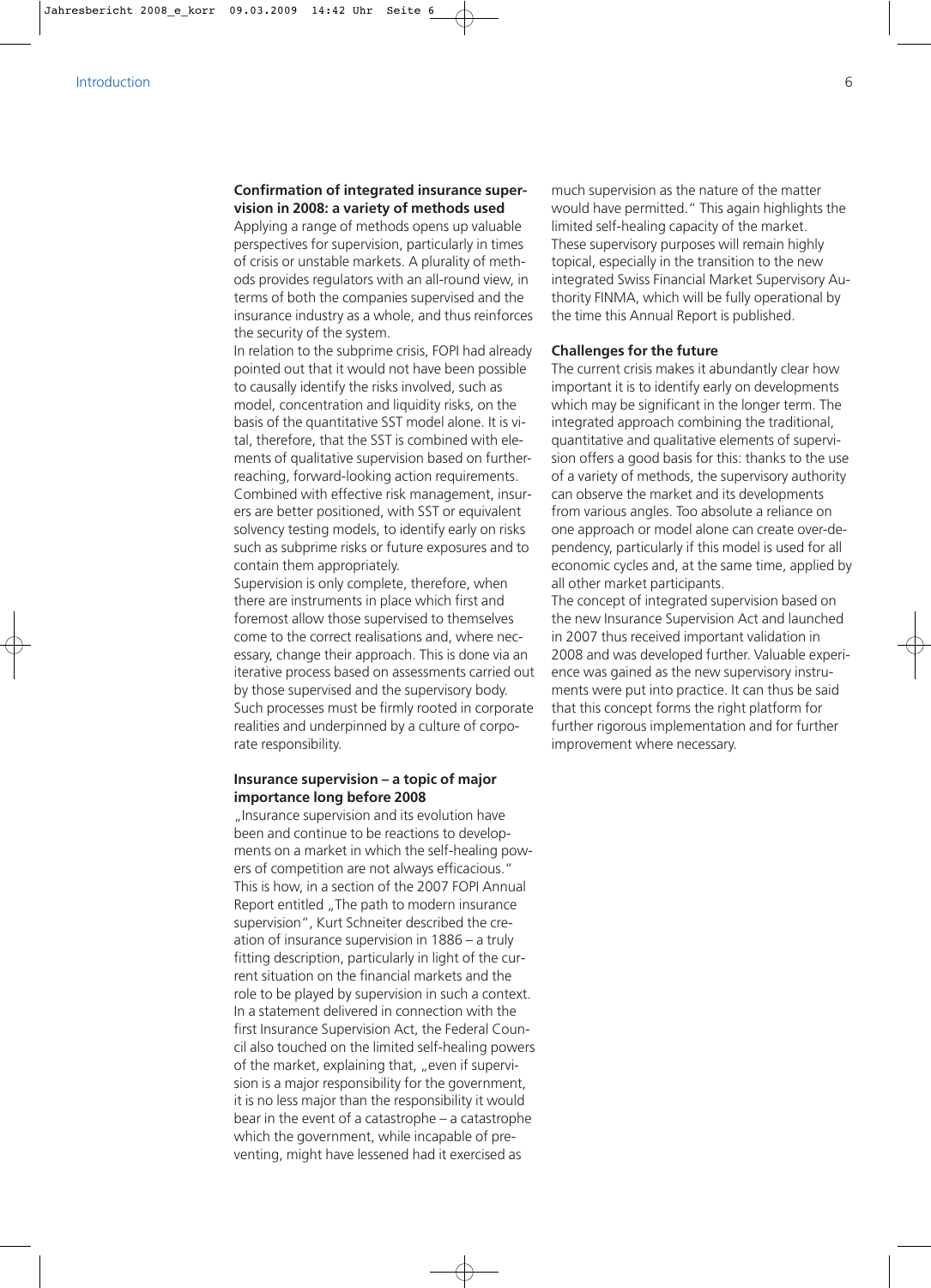### Confirmation of integrated insurance supervision in 2008: a variety of methods used

Applying a range of methods opens up valuable perspectives for supervision, particularly in times of crisis or unstable markets. A plurality of methods provides regulators with an all-round view, in terms of both the companies supervised and the insurance industry as a whole, and thus reinforces the security of the system.

In relation to the subprime crisis, FOPI had already pointed out that it would not have been possible to causally identify the risks involved, such as model, concentration and liquidity risks, on the basis of the quantitative SST model alone. It is vital, therefore, that the SST is combined with elements of qualitative supervision based on further-reaching, forward-looking action requirements. Combined with effective risk management, insurers are better positioned, with SST or equivalent solvency testing models, to identify early on risks such as subprime risks or future exposures and to contain them appropriately.

Supervision is only complete, therefore, when there are instruments in place which first and foremost allow those supervised to themselves come to the correct realisations and, where necessary, change their approach. This is done via an iterative process based on assessments carried out by those supervised and the supervisory body. Such processes must be firmly rooted in corporate realities and underpinned by a culture of corporate responsibility.

### Insurance supervision – a topic of major importance long before 2008

„Insurance supervision and its evolution have been and continue to be reactions to developments on a market in which the self-healing powers of competition are not always efficacious." This is how, in a section of the 2007 FOPI Annual Report entitled „The path to modern insurance supervision", Kurt Schneiter described the creation of insurance supervision in 1886 – a truly fitting description, particularly in light of the current situation on the financial markets and the role to be played by supervision in such a context. In a statement delivered in connection with the first Insurance Supervision Act, the Federal Council also touched on the limited self-healing powers of the market, explaining that, „even if supervision is a major responsibility for the government, it is no less major than the responsibility it would bear in the event of a catastrophe – a catastrophe which the government, while incapable of preventing, might have lessened had it exercised as much supervision as the nature of the matter would have permitted." This again highlights the limited self-healing capacity of the market. These supervisory purposes will remain highly topical, especially in the transition to the new integrated Swiss Financial Market Supervisory Authority FINMA, which will be fully operational by the time this Annual Report is published.

### Challenges for the future

The current crisis makes it abundantly clear how important it is to identify early on developments which may be significant in the longer term. The integrated approach combining the traditional, quantitative and qualitative elements of supervision offers a good basis for this: thanks to the use of a variety of methods, the supervisory authority can observe the market and its developments from various angles. Too absolute a reliance on one approach or model alone can create over-dependency, particularly if this model is used for all economic cycles and, at the same time, applied by all other market participants.

The concept of integrated supervision based on the new Insurance Supervision Act and launched in 2007 thus received important validation in 2008 and was developed further. Valuable experience was gained as the new supervisory instruments were put into practice. It can thus be said that this concept forms the right platform for further rigorous implementation and for further improvement where necessary.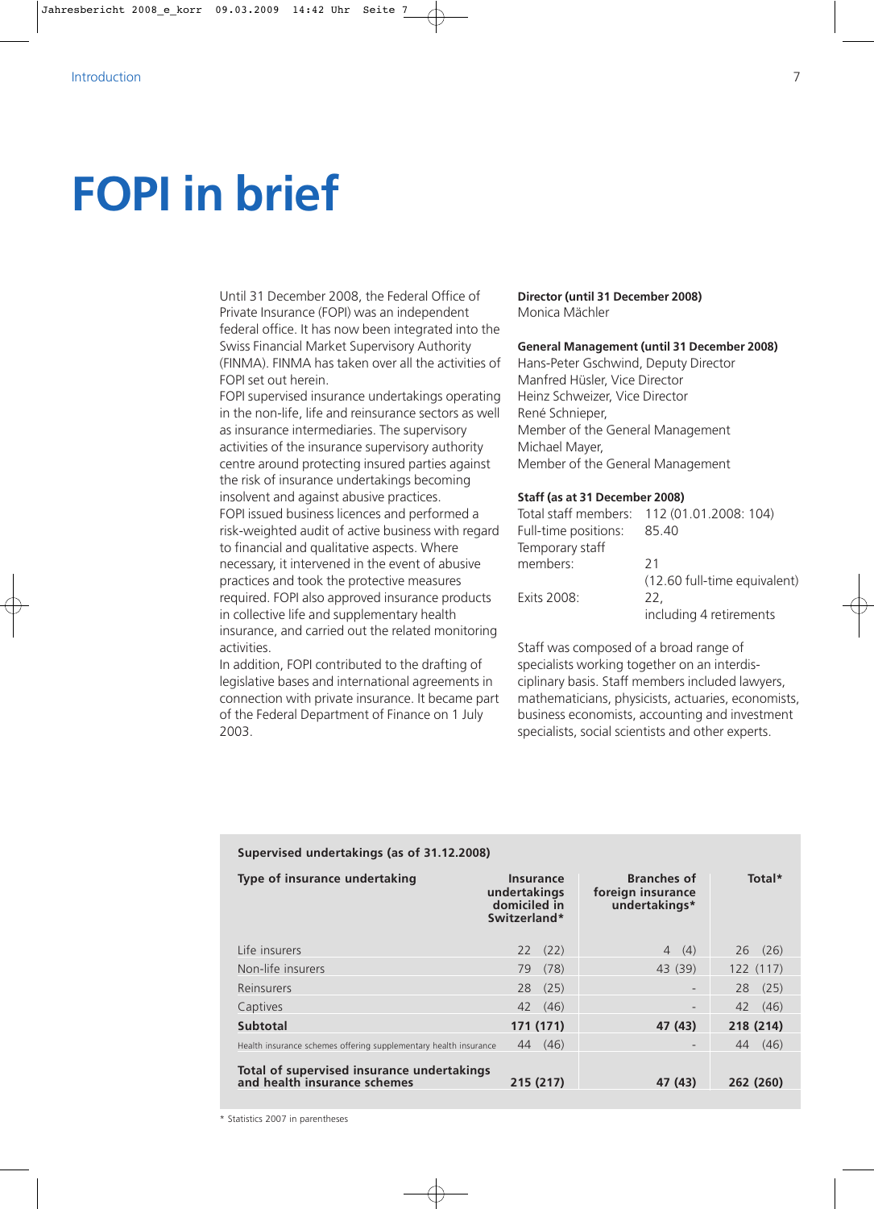# FOPI in brief

Until 31 December 2008, the Federal Office of Private Insurance (FOPI) was an independent federal office. It has now been integrated into the Swiss Financial Market Supervisory Authority (FINMA). FINMA has taken over all the activities of FOPI set out herein.

FOPI supervised insurance undertakings operating in the non-life, life and reinsurance sectors as well as insurance intermediaries. The supervisory activities of the insurance supervisory authority centre around protecting insured parties against the risk of insurance undertakings becoming insolvent and against abusive practices.

FOPI issued business licences and performed a risk-weighted audit of active business with regard to financial and qualitative aspects. Where necessary, it intervened in the event of abusive practices and took the protective measures required. FOPI also approved insurance products in collective life and supplementary health insurance, and carried out the related monitoring activities.

In addition, FOPI contributed to the drafting of legislative bases and international agreements in connection with private insurance. It became part of the Federal Department of Finance on 1 July 2003.

**Director (until 31 December 2008)**
Monica Mächler

**General Management (until 31 December 2008)**
Hans-Peter Gschwind, Deputy Director
Manfred Hüsler, Vice Director
Heinz Schweizer, Vice Director
René Schnieper,
Member of the General Management
Michael Mayer,
Member of the General Management

**Staff (as at 31 December 2008)**

| | |
|---|---|
| Total staff members: | 112 (01.01.2008: 104) |
| Full-time positions: | 85.40 |
| Temporary staff members: | 21 (12.60 full-time equivalent) |
| Exits 2008: | 22, including 4 retirements |

Staff was composed of a broad range of specialists working together on an interdisciplinary basis. Staff members included lawyers, mathematicians, physicists, actuaries, economists, business economists, accounting and investment specialists, social scientists and other experts.

**Supervised undertakings (as of 31.12.2008)**

| Type of insurance undertaking | Insurance undertakings domiciled in Switzerland* | Branches of foreign insurance undertakings* | Total* |
|---|---|---|---|
| Life insurers | 22 (22) | 4 (4) | 26 (26) |
| Non-life insurers | 79 (78) | 43 (39) | 122 (117) |
| Reinsurers | 28 (25) | - | 28 (25) |
| Captives | 42 (46) | - | 42 (46) |
| **Subtotal** | **171 (171)** | **47 (43)** | **218 (214)** |
| Health insurance schemes offering supplementary health insurance | 44 (46) | - | 44 (46) |
| **Total of supervised insurance undertakings and health insurance schemes** | **215 (217)** | **47 (43)** | **262 (260)** |

\* Statistics 2007 in parentheses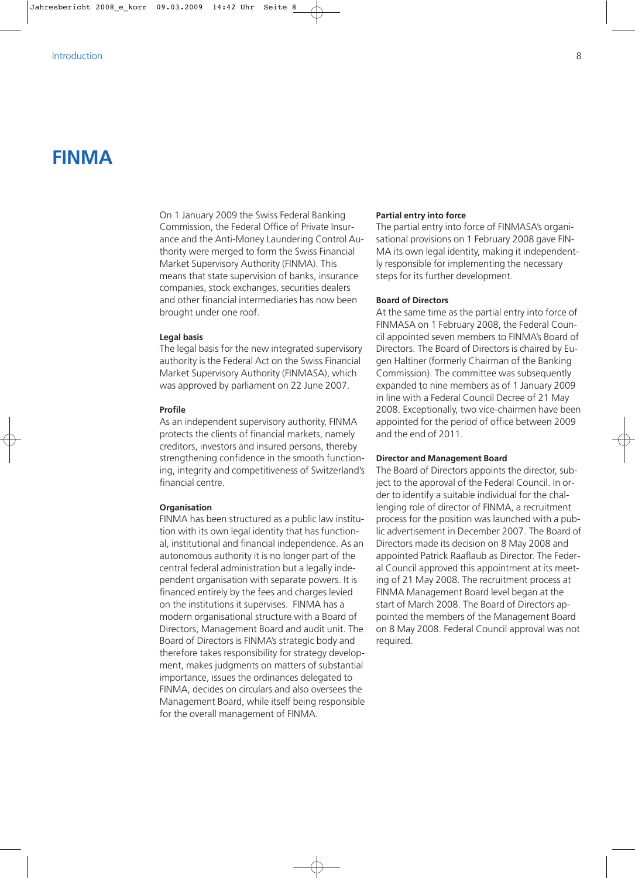# FINMA

On 1 January 2009 the Swiss Federal Banking Commission, the Federal Office of Private Insurance and the Anti-Money Laundering Control Authority were merged to form the Swiss Financial Market Supervisory Authority (FINMA). This means that state supervision of banks, insurance companies, stock exchanges, securities dealers and other financial intermediaries has now been brought under one roof.

**Legal basis**

The legal basis for the new integrated supervisory authority is the Federal Act on the Swiss Financial Market Supervisory Authority (FINMASA), which was approved by parliament on 22 June 2007.

**Profile**

As an independent supervisory authority, FINMA protects the clients of financial markets, namely creditors, investors and insured persons, thereby strengthening confidence in the smooth functioning, integrity and competitiveness of Switzerland's financial centre.

**Organisation**

FINMA has been structured as a public law institution with its own legal identity that has functional, institutional and financial independence. As an autonomous authority it is no longer part of the central federal administration but a legally independent organisation with separate powers. It is financed entirely by the fees and charges levied on the institutions it supervises. FINMA has a modern organisational structure with a Board of Directors, Management Board and audit unit. The Board of Directors is FINMA's strategic body and therefore takes responsibility for strategy development, makes judgments on matters of substantial importance, issues the ordinances delegated to FINMA, decides on circulars and also oversees the Management Board, while itself being responsible for the overall management of FINMA.

**Partial entry into force**

The partial entry into force of FINMASA's organisational provisions on 1 February 2008 gave FINMA its own legal identity, making it independently responsible for implementing the necessary steps for its further development.

**Board of Directors**

At the same time as the partial entry into force of FINMASA on 1 February 2008, the Federal Council appointed seven members to FINMA's Board of Directors. The Board of Directors is chaired by Eugen Haltiner (formerly Chairman of the Banking Commission). The committee was subsequently expanded to nine members as of 1 January 2009 in line with a Federal Council Decree of 21 May 2008. Exceptionally, two vice-chairmen have been appointed for the period of office between 2009 and the end of 2011.

**Director and Management Board**

The Board of Directors appoints the director, subject to the approval of the Federal Council. In order to identify a suitable individual for the challenging role of director of FINMA, a recruitment process for the position was launched with a public advertisement in December 2007. The Board of Directors made its decision on 8 May 2008 and appointed Patrick Raaflaub as Director. The Federal Council approved this appointment at its meeting of 21 May 2008. The recruitment process at FINMA Management Board level began at the start of March 2008. The Board of Directors appointed the members of the Management Board on 8 May 2008. Federal Council approval was not required.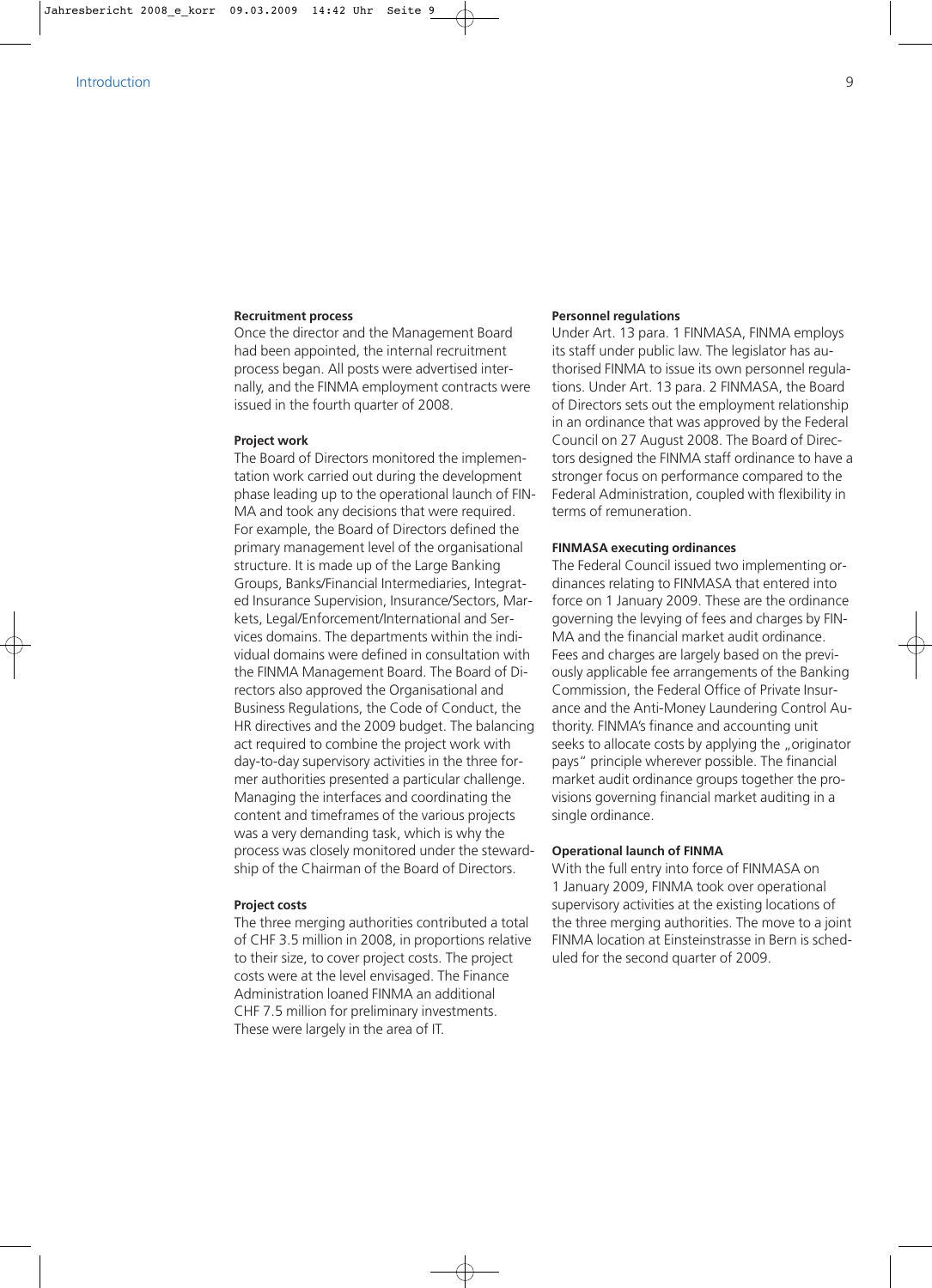**Recruitment process**

Once the director and the Management Board had been appointed, the internal recruitment process began. All posts were advertised internally, and the FINMA employment contracts were issued in the fourth quarter of 2008.

**Project work**

The Board of Directors monitored the implementation work carried out during the development phase leading up to the operational launch of FINMA and took any decisions that were required. For example, the Board of Directors defined the primary management level of the organisational structure. It is made up of the Large Banking Groups, Banks/Financial Intermediaries, Integrated Insurance Supervision, Insurance/Sectors, Markets, Legal/Enforcement/International and Services domains. The departments within the individual domains were defined in consultation with the FINMA Management Board. The Board of Directors also approved the Organisational and Business Regulations, the Code of Conduct, the HR directives and the 2009 budget. The balancing act required to combine the project work with day-to-day supervisory activities in the three former authorities presented a particular challenge. Managing the interfaces and coordinating the content and timeframes of the various projects was a very demanding task, which is why the process was closely monitored under the stewardship of the Chairman of the Board of Directors.

**Project costs**

The three merging authorities contributed a total of CHF 3.5 million in 2008, in proportions relative to their size, to cover project costs. The project costs were at the level envisaged. The Finance Administration loaned FINMA an additional CHF 7.5 million for preliminary investments. These were largely in the area of IT.

**Personnel regulations**

Under Art. 13 para. 1 FINMASA, FINMA employs its staff under public law. The legislator has authorised FINMA to issue its own personnel regulations. Under Art. 13 para. 2 FINMASA, the Board of Directors sets out the employment relationship in an ordinance that was approved by the Federal Council on 27 August 2008. The Board of Directors designed the FINMA staff ordinance to have a stronger focus on performance compared to the Federal Administration, coupled with flexibility in terms of remuneration.

**FINMASA executing ordinances**

The Federal Council issued two implementing ordinances relating to FINMASA that entered into force on 1 January 2009. These are the ordinance governing the levying of fees and charges by FINMA and the financial market audit ordinance. Fees and charges are largely based on the previously applicable fee arrangements of the Banking Commission, the Federal Office of Private Insurance and the Anti-Money Laundering Control Authority. FINMA's finance and accounting unit seeks to allocate costs by applying the „originator pays" principle wherever possible. The financial market audit ordinance groups together the provisions governing financial market auditing in a single ordinance.

**Operational launch of FINMA**

With the full entry into force of FINMASA on 1 January 2009, FINMA took over operational supervisory activities at the existing locations of the three merging authorities. The move to a joint FINMA location at Einsteinstrasse in Bern is scheduled for the second quarter of 2009.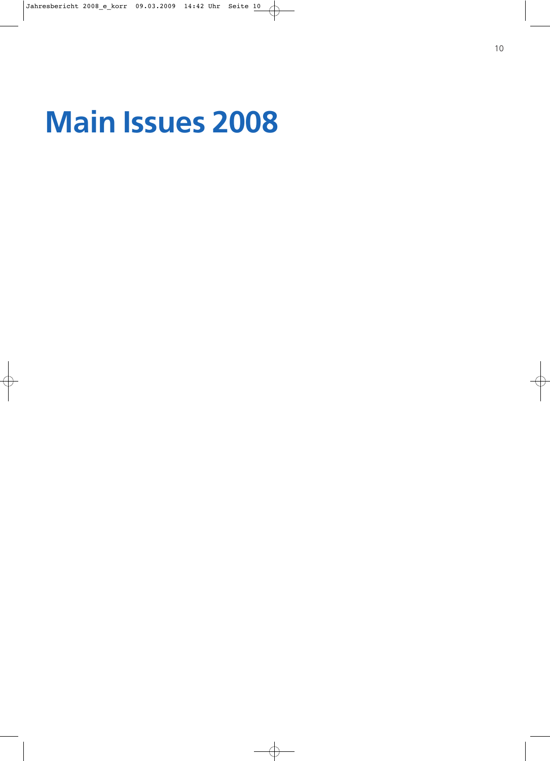# Main Issues 2008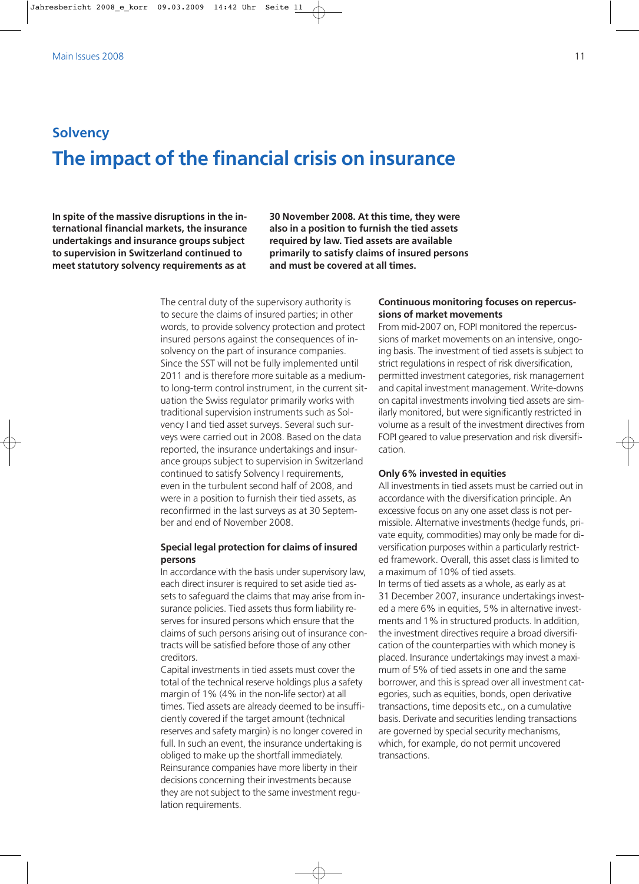## Solvency

# The impact of the financial crisis on insurance

**In spite of the massive disruptions in the international financial markets, the insurance undertakings and insurance groups subject to supervision in Switzerland continued to meet statutory solvency requirements as at 30 November 2008. At this time, they were also in a position to furnish the tied assets required by law. Tied assets are available primarily to satisfy claims of insured persons and must be covered at all times.**

The central duty of the supervisory authority is to secure the claims of insured parties; in other words, to provide solvency protection and protect insured persons against the consequences of insolvency on the part of insurance companies. Since the SST will not be fully implemented until 2011 and is therefore more suitable as a medium- to long-term control instrument, in the current situation the Swiss regulator primarily works with traditional supervision instruments such as Solvency I and tied asset surveys. Several such surveys were carried out in 2008. Based on the data reported, the insurance undertakings and insurance groups subject to supervision in Switzerland continued to satisfy Solvency I requirements, even in the turbulent second half of 2008, and were in a position to furnish their tied assets, as reconfirmed in the last surveys as at 30 September and end of November 2008.

### Special legal protection for claims of insured persons

In accordance with the basis under supervisory law, each direct insurer is required to set aside tied assets to safeguard the claims that may arise from insurance policies. Tied assets thus form liability reserves for insured persons which ensure that the claims of such persons arising out of insurance contracts will be satisfied before those of any other creditors.

Capital investments in tied assets must cover the total of the technical reserve holdings plus a safety margin of 1% (4% in the non-life sector) at all times. Tied assets are already deemed to be insufficiently covered if the target amount (technical reserves and safety margin) is no longer covered in full. In such an event, the insurance undertaking is obliged to make up the shortfall immediately. Reinsurance companies have more liberty in their decisions concerning their investments because they are not subject to the same investment regulation requirements.

### Continuous monitoring focuses on repercussions of market movements

From mid-2007 on, FOPI monitored the repercussions of market movements on an intensive, ongoing basis. The investment of tied assets is subject to strict regulations in respect of risk diversification, permitted investment categories, risk management and capital investment management. Write-downs on capital investments involving tied assets are similarly monitored, but were significantly restricted in volume as a result of the investment directives from FOPI geared to value preservation and risk diversification.

### Only 6% invested in equities

All investments in tied assets must be carried out in accordance with the diversification principle. An excessive focus on any one asset class is not permissible. Alternative investments (hedge funds, private equity, commodities) may only be made for diversification purposes within a particularly restricted framework. Overall, this asset class is limited to a maximum of 10% of tied assets.

In terms of tied assets as a whole, as early as at 31 December 2007, insurance undertakings invested a mere 6% in equities, 5% in alternative investments and 1% in structured products. In addition, the investment directives require a broad diversification of the counterparties with which money is placed. Insurance undertakings may invest a maximum of 5% of tied assets in one and the same borrower, and this is spread over all investment categories, such as equities, bonds, open derivative transactions, time deposits etc., on a cumulative basis. Derivate and securities lending transactions are governed by special security mechanisms, which, for example, do not permit uncovered transactions.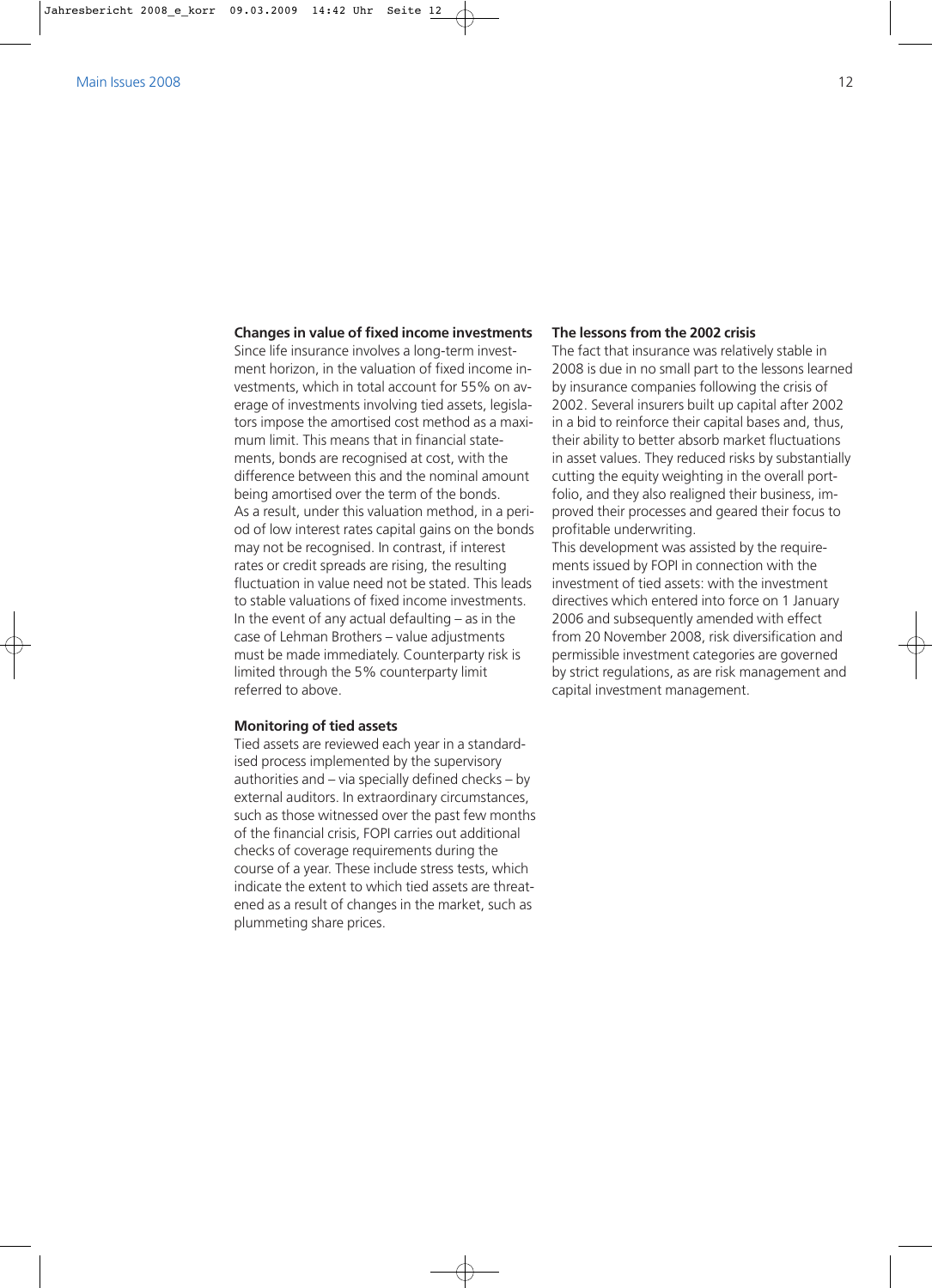### Changes in value of fixed income investments

Since life insurance involves a long-term investment horizon, in the valuation of fixed income investments, which in total account for 55% on average of investments involving tied assets, legislators impose the amortised cost method as a maximum limit. This means that in financial statements, bonds are recognised at cost, with the difference between this and the nominal amount being amortised over the term of the bonds. As a result, under this valuation method, in a period of low interest rates capital gains on the bonds may not be recognised. In contrast, if interest rates or credit spreads are rising, the resulting fluctuation in value need not be stated. This leads to stable valuations of fixed income investments. In the event of any actual defaulting – as in the case of Lehman Brothers – value adjustments must be made immediately. Counterparty risk is limited through the 5% counterparty limit referred to above.

### Monitoring of tied assets

Tied assets are reviewed each year in a standardised process implemented by the supervisory authorities and – via specially defined checks – by external auditors. In extraordinary circumstances, such as those witnessed over the past few months of the financial crisis, FOPI carries out additional checks of coverage requirements during the course of a year. These include stress tests, which indicate the extent to which tied assets are threatened as a result of changes in the market, such as plummeting share prices.

### The lessons from the 2002 crisis

The fact that insurance was relatively stable in 2008 is due in no small part to the lessons learned by insurance companies following the crisis of 2002. Several insurers built up capital after 2002 in a bid to reinforce their capital bases and, thus, their ability to better absorb market fluctuations in asset values. They reduced risks by substantially cutting the equity weighting in the overall portfolio, and they also realigned their business, improved their processes and geared their focus to profitable underwriting.

This development was assisted by the requirements issued by FOPI in connection with the investment of tied assets: with the investment directives which entered into force on 1 January 2006 and subsequently amended with effect from 20 November 2008, risk diversification and permissible investment categories are governed by strict regulations, as are risk management and capital investment management.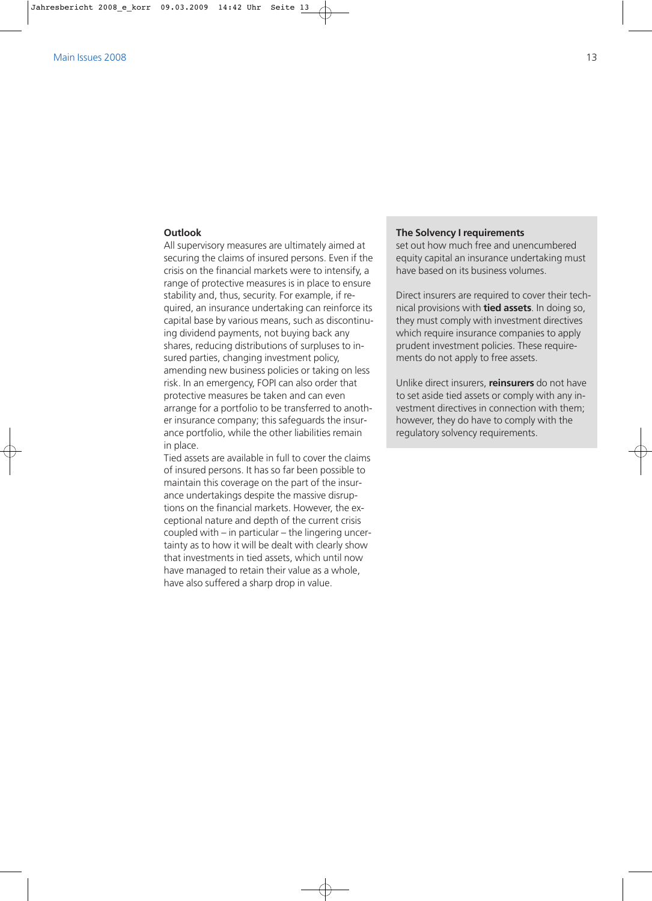## Outlook

All supervisory measures are ultimately aimed at securing the claims of insured persons. Even if the crisis on the financial markets were to intensify, a range of protective measures is in place to ensure stability and, thus, security. For example, if required, an insurance undertaking can reinforce its capital base by various means, such as discontinuing dividend payments, not buying back any shares, reducing distributions of surpluses to insured parties, changing investment policy, amending new business policies or taking on less risk. In an emergency, FOPI can also order that protective measures be taken and can even arrange for a portfolio to be transferred to another insurance company; this safeguards the insurance portfolio, while the other liabilities remain in place.

Tied assets are available in full to cover the claims of insured persons. It has so far been possible to maintain this coverage on the part of the insurance undertakings despite the massive disruptions on the financial markets. However, the exceptional nature and depth of the current crisis coupled with – in particular – the lingering uncertainty as to how it will be dealt with clearly show that investments in tied assets, which until now have managed to retain their value as a whole, have also suffered a sharp drop in value.

**The Solvency I requirements** set out how much free and unencumbered equity capital an insurance undertaking must have based on its business volumes.

Direct insurers are required to cover their technical provisions with **tied assets**. In doing so, they must comply with investment directives which require insurance companies to apply prudent investment policies. These requirements do not apply to free assets.

Unlike direct insurers, **reinsurers** do not have to set aside tied assets or comply with any investment directives in connection with them; however, they do have to comply with the regulatory solvency requirements.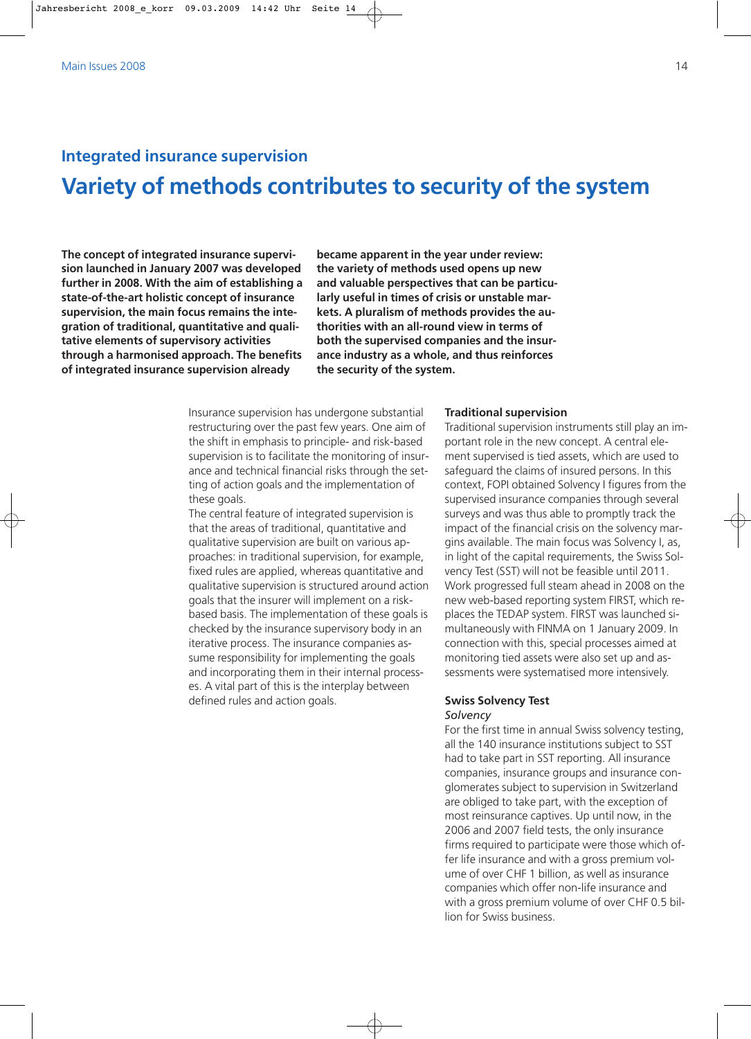## Integrated insurance supervision

# Variety of methods contributes to security of the system

**The concept of integrated insurance supervision launched in January 2007 was developed further in 2008. With the aim of establishing a state-of-the-art holistic concept of insurance supervision, the main focus remains the integration of traditional, quantitative and qualitative elements of supervisory activities through a harmonised approach. The benefits of integrated insurance supervision already became apparent in the year under review: the variety of methods used opens up new and valuable perspectives that can be particularly useful in times of crisis or unstable markets. A pluralism of methods provides the authorities with an all-round view in terms of both the supervised companies and the insurance industry as a whole, and thus reinforces the security of the system.**

Insurance supervision has undergone substantial restructuring over the past few years. One aim of the shift in emphasis to principle- and risk-based supervision is to facilitate the monitoring of insurance and technical financial risks through the setting of action goals and the implementation of these goals.

The central feature of integrated supervision is that the areas of traditional, quantitative and qualitative supervision are built on various approaches: in traditional supervision, for example, fixed rules are applied, whereas quantitative and qualitative supervision is structured around action goals that the insurer will implement on a risk-based basis. The implementation of these goals is checked by the insurance supervisory body in an iterative process. The insurance companies assume responsibility for implementing the goals and incorporating them in their internal processes. A vital part of this is the interplay between defined rules and action goals.

### Traditional supervision

Traditional supervision instruments still play an important role in the new concept. A central element supervised is tied assets, which are used to safeguard the claims of insured persons. In this context, FOPI obtained Solvency I figures from the supervised insurance companies through several surveys and was thus able to promptly track the impact of the financial crisis on the solvency margins available. The main focus was Solvency I, as, in light of the capital requirements, the Swiss Solvency Test (SST) will not be feasible until 2011. Work progressed full steam ahead in 2008 on the new web-based reporting system FIRST, which replaces the TEDAP system. FIRST was launched simultaneously with FINMA on 1 January 2009. In connection with this, special processes aimed at monitoring tied assets were also set up and assessments were systematised more intensively.

### Swiss Solvency Test

*Solvency*

For the first time in annual Swiss solvency testing, all the 140 insurance institutions subject to SST had to take part in SST reporting. All insurance companies, insurance groups and insurance conglomerates subject to supervision in Switzerland are obliged to take part, with the exception of most reinsurance captives. Up until now, in the 2006 and 2007 field tests, the only insurance firms required to participate were those which offer life insurance and with a gross premium volume of over CHF 1 billion, as well as insurance companies which offer non-life insurance and with a gross premium volume of over CHF 0.5 billion for Swiss business.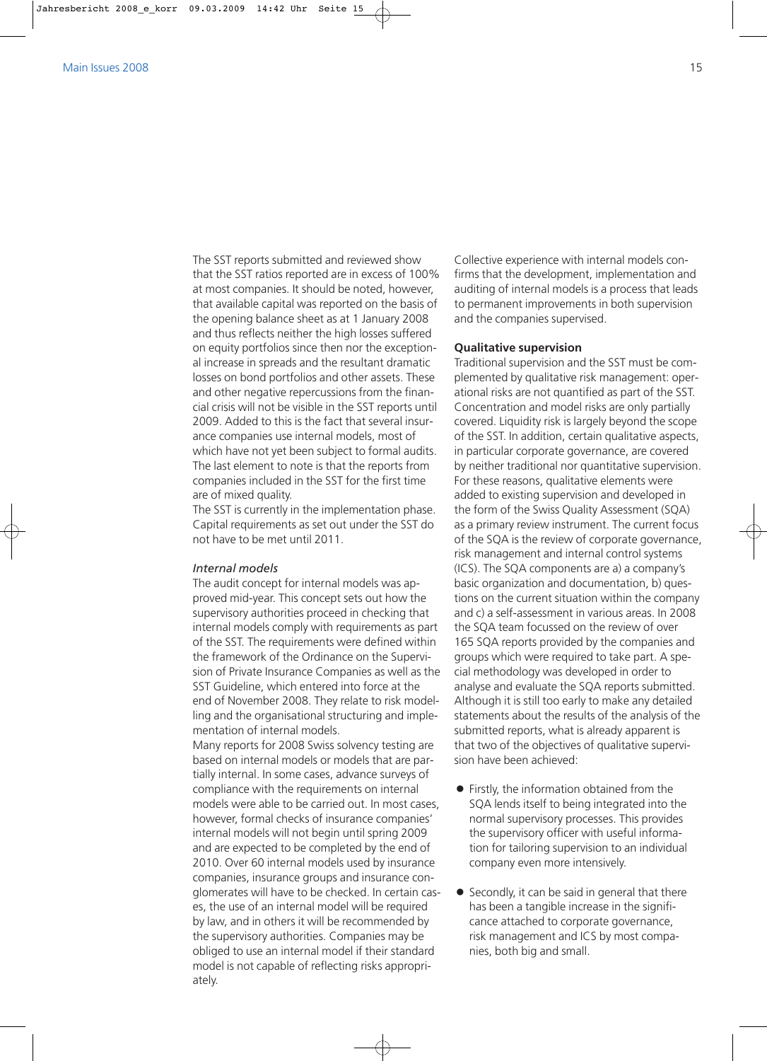The SST reports submitted and reviewed show that the SST ratios reported are in excess of 100% at most companies. It should be noted, however, that available capital was reported on the basis of the opening balance sheet as at 1 January 2008 and thus reflects neither the high losses suffered on equity portfolios since then nor the exceptional increase in spreads and the resultant dramatic losses on bond portfolios and other assets. These and other negative repercussions from the financial crisis will not be visible in the SST reports until 2009. Added to this is the fact that several insurance companies use internal models, most of which have not yet been subject to formal audits. The last element to note is that the reports from companies included in the SST for the first time are of mixed quality.

The SST is currently in the implementation phase. Capital requirements as set out under the SST do not have to be met until 2011.

*Internal models*

The audit concept for internal models was approved mid-year. This concept sets out how the supervisory authorities proceed in checking that internal models comply with requirements as part of the SST. The requirements were defined within the framework of the Ordinance on the Supervision of Private Insurance Companies as well as the SST Guideline, which entered into force at the end of November 2008. They relate to risk modelling and the organisational structuring and implementation of internal models.

Many reports for 2008 Swiss solvency testing are based on internal models or models that are partially internal. In some cases, advance surveys of compliance with the requirements on internal models were able to be carried out. In most cases, however, formal checks of insurance companies' internal models will not begin until spring 2009 and are expected to be completed by the end of 2010. Over 60 internal models used by insurance companies, insurance groups and insurance conglomerates will have to be checked. In certain cases, the use of an internal model will be required by law, and in others it will be recommended by the supervisory authorities. Companies may be obliged to use an internal model if their standard model is not capable of reflecting risks appropriately.

Collective experience with internal models confirms that the development, implementation and auditing of internal models is a process that leads to permanent improvements in both supervision and the companies supervised.

**Qualitative supervision**

Traditional supervision and the SST must be complemented by qualitative risk management: operational risks are not quantified as part of the SST. Concentration and model risks are only partially covered. Liquidity risk is largely beyond the scope of the SST. In addition, certain qualitative aspects, in particular corporate governance, are covered by neither traditional nor quantitative supervision. For these reasons, qualitative elements were added to existing supervision and developed in the form of the Swiss Quality Assessment (SQA) as a primary review instrument. The current focus of the SQA is the review of corporate governance, risk management and internal control systems (ICS). The SQA components are a) a company's basic organization and documentation, b) questions on the current situation within the company and c) a self-assessment in various areas. In 2008 the SQA team focussed on the review of over 165 SQA reports provided by the companies and groups which were required to take part. A special methodology was developed in order to analyse and evaluate the SQA reports submitted. Although it is still too early to make any detailed statements about the results of the analysis of the submitted reports, what is already apparent is that two of the objectives of qualitative supervision have been achieved:

- Firstly, the information obtained from the SQA lends itself to being integrated into the normal supervisory processes. This provides the supervisory officer with useful information for tailoring supervision to an individual company even more intensively.
- Secondly, it can be said in general that there has been a tangible increase in the significance attached to corporate governance, risk management and ICS by most companies, both big and small.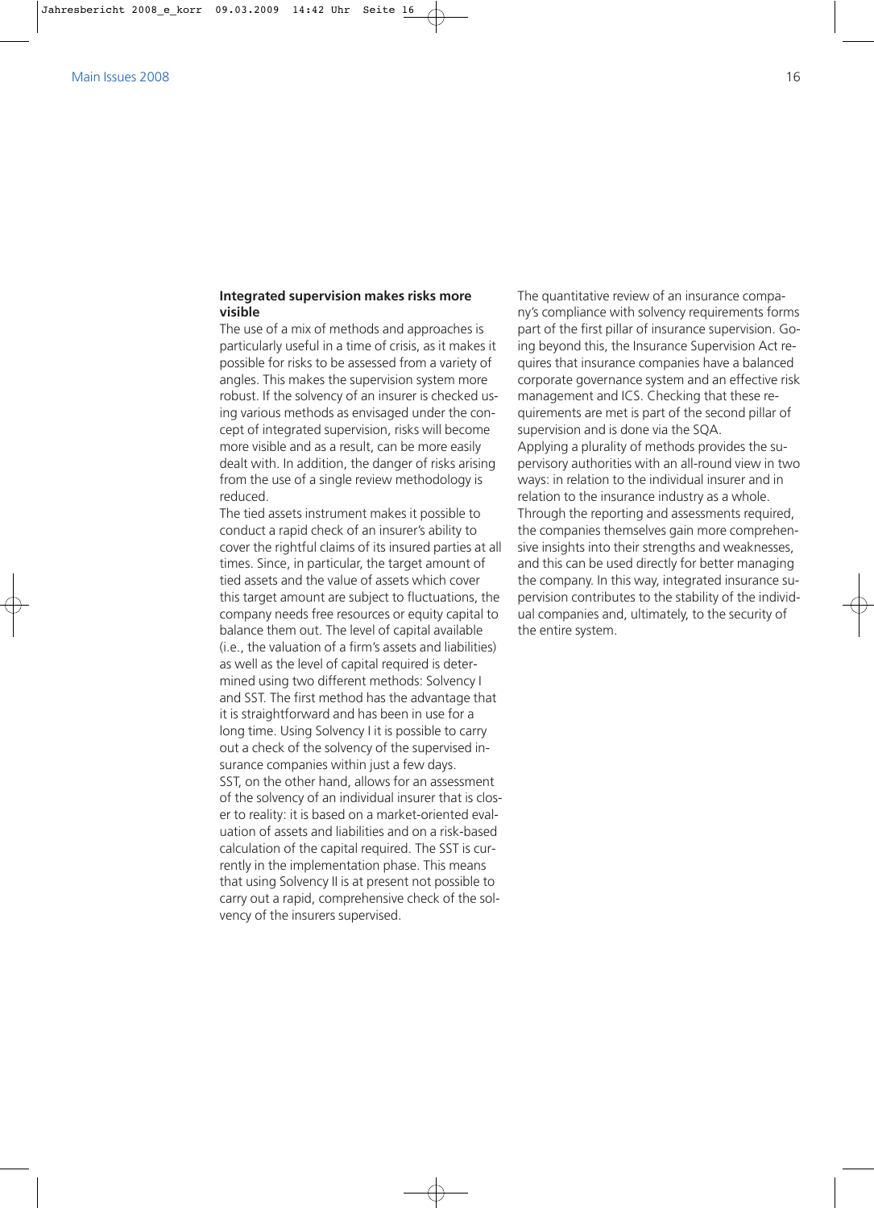### Integrated supervision makes risks more visible

The use of a mix of methods and approaches is particularly useful in a time of crisis, as it makes it possible for risks to be assessed from a variety of angles. This makes the supervision system more robust. If the solvency of an insurer is checked using various methods as envisaged under the concept of integrated supervision, risks will become more visible and as a result, can be more easily dealt with. In addition, the danger of risks arising from the use of a single review methodology is reduced.

The tied assets instrument makes it possible to conduct a rapid check of an insurer's ability to cover the rightful claims of its insured parties at all times. Since, in particular, the target amount of tied assets and the value of assets which cover this target amount are subject to fluctuations, the company needs free resources or equity capital to balance them out. The level of capital available (i.e., the valuation of a firm's assets and liabilities) as well as the level of capital required is determined using two different methods: Solvency I and SST. The first method has the advantage that it is straightforward and has been in use for a long time. Using Solvency I it is possible to carry out a check of the solvency of the supervised insurance companies within just a few days.

SST, on the other hand, allows for an assessment of the solvency of an individual insurer that is closer to reality: it is based on a market-oriented evaluation of assets and liabilities and on a risk-based calculation of the capital required. The SST is currently in the implementation phase. This means that using Solvency II is at present not possible to carry out a rapid, comprehensive check of the solvency of the insurers supervised.

The quantitative review of an insurance company's compliance with solvency requirements forms part of the first pillar of insurance supervision. Going beyond this, the Insurance Supervision Act requires that insurance companies have a balanced corporate governance system and an effective risk management and ICS. Checking that these requirements are met is part of the second pillar of supervision and is done via the SQA.

Applying a plurality of methods provides the supervisory authorities with an all-round view in two ways: in relation to the individual insurer and in relation to the insurance industry as a whole. Through the reporting and assessments required, the companies themselves gain more comprehensive insights into their strengths and weaknesses, and this can be used directly for better managing the company. In this way, integrated insurance supervision contributes to the stability of the individual companies and, ultimately, to the security of the entire system.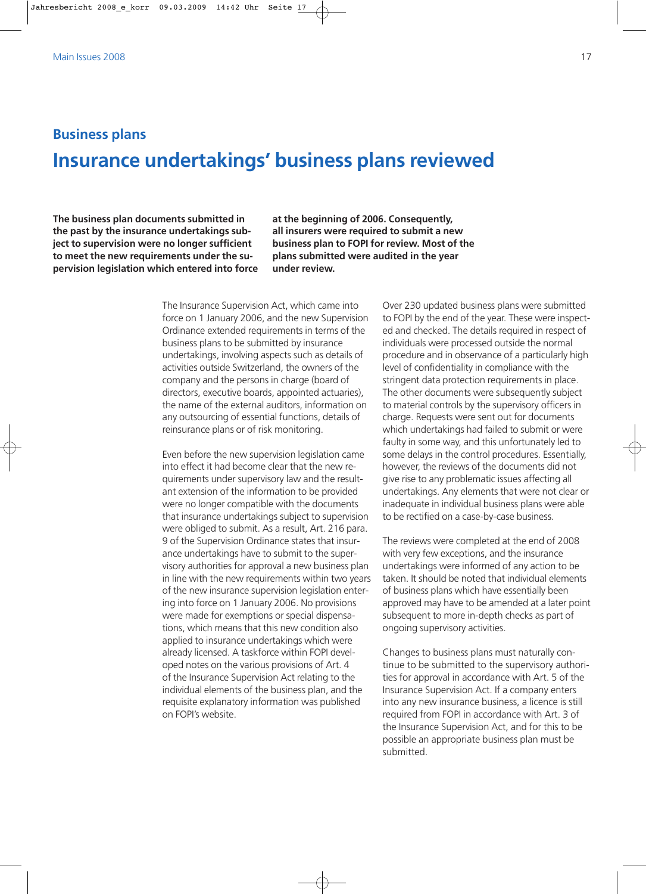## Business plans

# Insurance undertakings' business plans reviewed

**The business plan documents submitted in the past by the insurance undertakings subject to supervision were no longer sufficient to meet the new requirements under the supervision legislation which entered into force at the beginning of 2006. Consequently, all insurers were required to submit a new business plan to FOPI for review. Most of the plans submitted were audited in the year under review.**

The Insurance Supervision Act, which came into force on 1 January 2006, and the new Supervision Ordinance extended requirements in terms of the business plans to be submitted by insurance undertakings, involving aspects such as details of activities outside Switzerland, the owners of the company and the persons in charge (board of directors, executive boards, appointed actuaries), the name of the external auditors, information on any outsourcing of essential functions, details of reinsurance plans or of risk monitoring.

Even before the new supervision legislation came into effect it had become clear that the new requirements under supervisory law and the resultant extension of the information to be provided were no longer compatible with the documents that insurance undertakings subject to supervision were obliged to submit. As a result, Art. 216 para. 9 of the Supervision Ordinance states that insurance undertakings have to submit to the supervisory authorities for approval a new business plan in line with the new requirements within two years of the new insurance supervision legislation entering into force on 1 January 2006. No provisions were made for exemptions or special dispensations, which means that this new condition also applied to insurance undertakings which were already licensed. A taskforce within FOPI developed notes on the various provisions of Art. 4 of the Insurance Supervision Act relating to the individual elements of the business plan, and the requisite explanatory information was published on FOPI's website.

Over 230 updated business plans were submitted to FOPI by the end of the year. These were inspected and checked. The details required in respect of individuals were processed outside the normal procedure and in observance of a particularly high level of confidentiality in compliance with the stringent data protection requirements in place. The other documents were subsequently subject to material controls by the supervisory officers in charge. Requests were sent out for documents which undertakings had failed to submit or were faulty in some way, and this unfortunately led to some delays in the control procedures. Essentially, however, the reviews of the documents did not give rise to any problematic issues affecting all undertakings. Any elements that were not clear or inadequate in individual business plans were able to be rectified on a case-by-case business.

The reviews were completed at the end of 2008 with very few exceptions, and the insurance undertakings were informed of any action to be taken. It should be noted that individual elements of business plans which have essentially been approved may have to be amended at a later point subsequent to more in-depth checks as part of ongoing supervisory activities.

Changes to business plans must naturally continue to be submitted to the supervisory authorities for approval in accordance with Art. 5 of the Insurance Supervision Act. If a company enters into any new insurance business, a licence is still required from FOPI in accordance with Art. 3 of the Insurance Supervision Act, and for this to be possible an appropriate business plan must be submitted.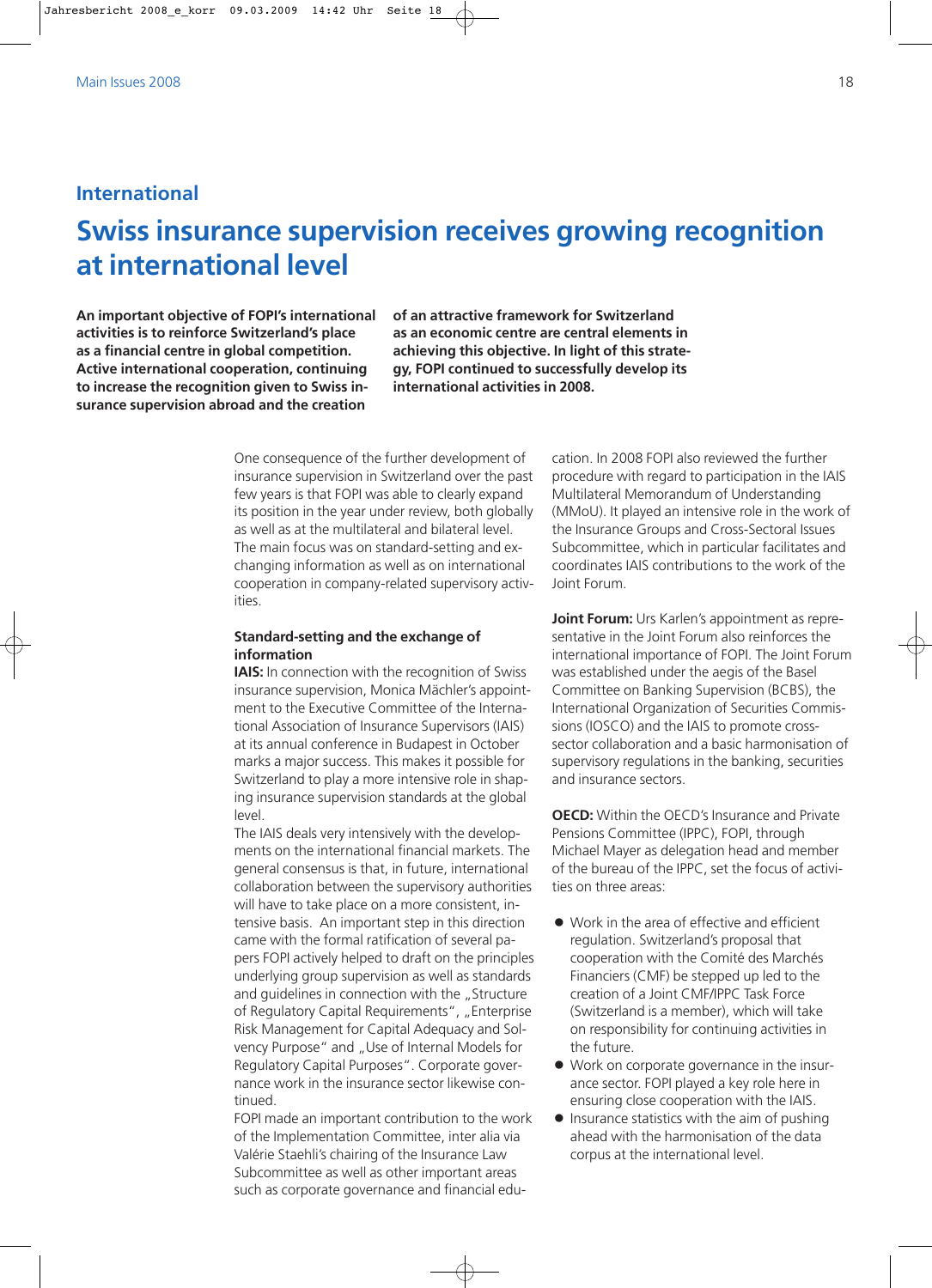## International

# Swiss insurance supervision receives growing recognition at international level

**An important objective of FOPI's international activities is to reinforce Switzerland's place as a financial centre in global competition. Active international cooperation, continuing to increase the recognition given to Swiss insurance supervision abroad and the creation of an attractive framework for Switzerland as an economic centre are central elements in achieving this objective. In light of this strategy, FOPI continued to successfully develop its international activities in 2008.**

One consequence of the further development of insurance supervision in Switzerland over the past few years is that FOPI was able to clearly expand its position in the year under review, both globally as well as at the multilateral and bilateral level. The main focus was on standard-setting and exchanging information as well as on international cooperation in company-related supervisory activities.

### Standard-setting and the exchange of information

**IAIS:** In connection with the recognition of Swiss insurance supervision, Monica Mächler's appointment to the Executive Committee of the International Association of Insurance Supervisors (IAIS) at its annual conference in Budapest in October marks a major success. This makes it possible for Switzerland to play a more intensive role in shaping insurance supervision standards at the global level.

The IAIS deals very intensively with the developments on the international financial markets. The general consensus is that, in future, international collaboration between the supervisory authorities will have to take place on a more consistent, intensive basis. An important step in this direction came with the formal ratification of several papers FOPI actively helped to draft on the principles underlying group supervision as well as standards and guidelines in connection with the „Structure of Regulatory Capital Requirements", „Enterprise Risk Management for Capital Adequacy and Solvency Purpose" and „Use of Internal Models for Regulatory Capital Purposes". Corporate governance work in the insurance sector likewise continued.

FOPI made an important contribution to the work of the Implementation Committee, inter alia via Valérie Staehli's chairing of the Insurance Law Subcommittee as well as other important areas such as corporate governance and financial education. In 2008 FOPI also reviewed the further procedure with regard to participation in the IAIS Multilateral Memorandum of Understanding (MMoU). It played an intensive role in the work of the Insurance Groups and Cross-Sectoral Issues Subcommittee, which in particular facilitates and coordinates IAIS contributions to the work of the Joint Forum.

**Joint Forum:** Urs Karlen's appointment as representative in the Joint Forum also reinforces the international importance of FOPI. The Joint Forum was established under the aegis of the Basel Committee on Banking Supervision (BCBS), the International Organization of Securities Commissions (IOSCO) and the IAIS to promote cross-sector collaboration and a basic harmonisation of supervisory regulations in the banking, securities and insurance sectors.

**OECD:** Within the OECD's Insurance and Private Pensions Committee (IPPC), FOPI, through Michael Mayer as delegation head and member of the bureau of the IPPC, set the focus of activities on three areas:

- Work in the area of effective and efficient regulation. Switzerland's proposal that cooperation with the Comité des Marchés Financiers (CMF) be stepped up led to the creation of a Joint CMF/IPPC Task Force (Switzerland is a member), which will take on responsibility for continuing activities in the future.
- Work on corporate governance in the insurance sector. FOPI played a key role here in ensuring close cooperation with the IAIS.
- Insurance statistics with the aim of pushing ahead with the harmonisation of the data corpus at the international level.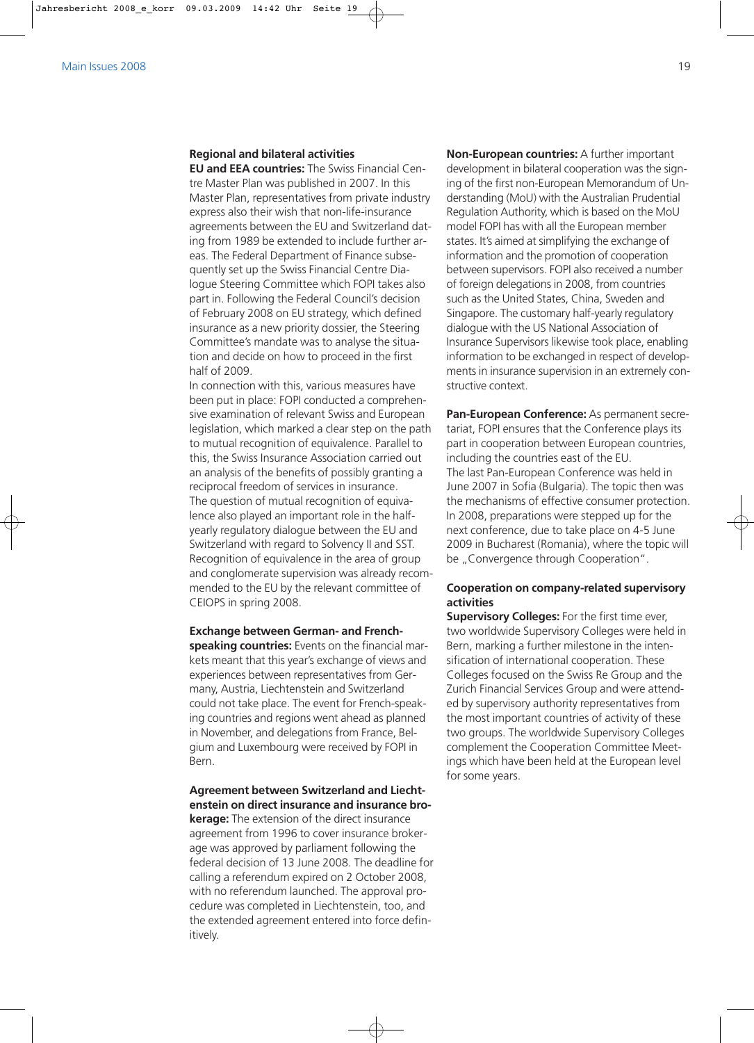## Regional and bilateral activities

**EU and EEA countries:** The Swiss Financial Centre Master Plan was published in 2007. In this Master Plan, representatives from private industry express also their wish that non-life-insurance agreements between the EU and Switzerland dating from 1989 be extended to include further areas. The Federal Department of Finance subsequently set up the Swiss Financial Centre Dialogue Steering Committee which FOPI takes also part in. Following the Federal Council's decision of February 2008 on EU strategy, which defined insurance as a new priority dossier, the Steering Committee's mandate was to analyse the situation and decide on how to proceed in the first half of 2009.

In connection with this, various measures have been put in place: FOPI conducted a comprehensive examination of relevant Swiss and European legislation, which marked a clear step on the path to mutual recognition of equivalence. Parallel to this, the Swiss Insurance Association carried out an analysis of the benefits of possibly granting a reciprocal freedom of services in insurance.

The question of mutual recognition of equivalence also played an important role in the half-yearly regulatory dialogue between the EU and Switzerland with regard to Solvency II and SST. Recognition of equivalence in the area of group and conglomerate supervision was already recommended to the EU by the relevant committee of CEIOPS in spring 2008.

**Exchange between German- and French-speaking countries:** Events on the financial markets meant that this year's exchange of views and experiences between representatives from Germany, Austria, Liechtenstein and Switzerland could not take place. The event for French-speaking countries and regions went ahead as planned in November, and delegations from France, Belgium and Luxembourg were received by FOPI in Bern.

**Agreement between Switzerland and Liechtenstein on direct insurance and insurance brokerage:** The extension of the direct insurance agreement from 1996 to cover insurance brokerage was approved by parliament following the federal decision of 13 June 2008. The deadline for calling a referendum expired on 2 October 2008, with no referendum launched. The approval procedure was completed in Liechtenstein, too, and the extended agreement entered into force definitively.

**Non-European countries:** A further important development in bilateral cooperation was the signing of the first non-European Memorandum of Understanding (MoU) with the Australian Prudential Regulation Authority, which is based on the MoU model FOPI has with all the European member states. It's aimed at simplifying the exchange of information and the promotion of cooperation between supervisors. FOPI also received a number of foreign delegations in 2008, from countries such as the United States, China, Sweden and Singapore. The customary half-yearly regulatory dialogue with the US National Association of Insurance Supervisors likewise took place, enabling information to be exchanged in respect of developments in insurance supervision in an extremely constructive context.

**Pan-European Conference:** As permanent secretariat, FOPI ensures that the Conference plays its part in cooperation between European countries, including the countries east of the EU.

The last Pan-European Conference was held in June 2007 in Sofia (Bulgaria). The topic then was the mechanisms of effective consumer protection. In 2008, preparations were stepped up for the next conference, due to take place on 4-5 June 2009 in Bucharest (Romania), where the topic will be „Convergence through Cooperation".

## Cooperation on company-related supervisory activities

**Supervisory Colleges:** For the first time ever, two worldwide Supervisory Colleges were held in Bern, marking a further milestone in the intensification of international cooperation. These Colleges focused on the Swiss Re Group and the Zurich Financial Services Group and were attended by supervisory authority representatives from the most important countries of activity of these two groups. The worldwide Supervisory Colleges complement the Cooperation Committee Meetings which have been held at the European level for some years.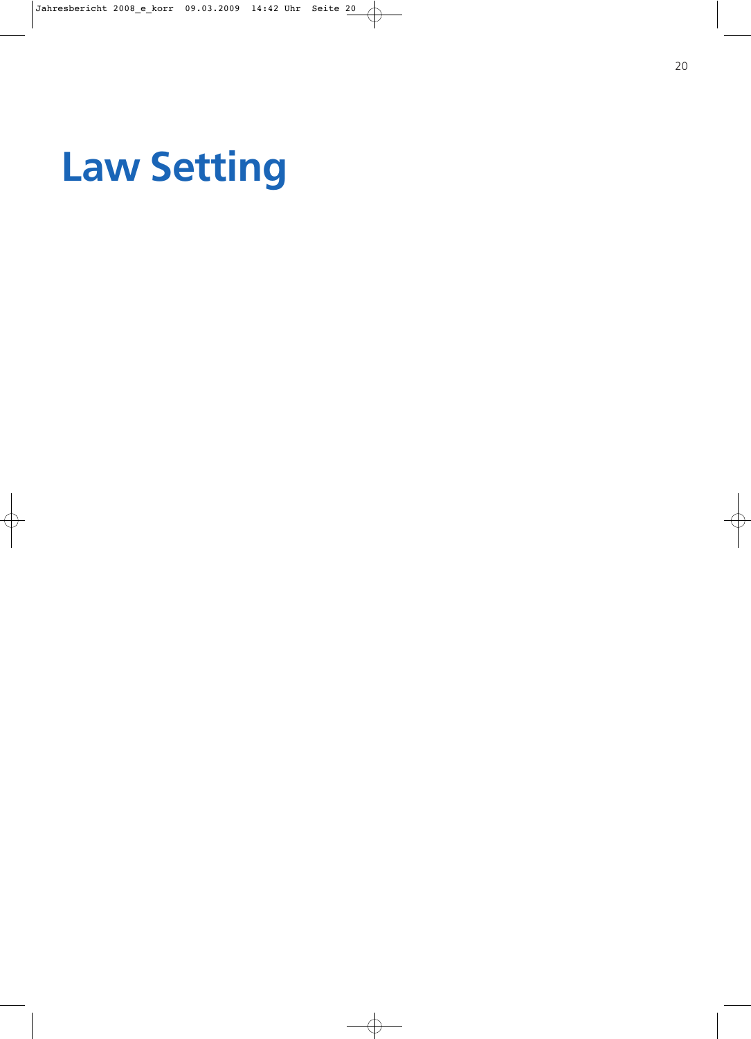# Law Setting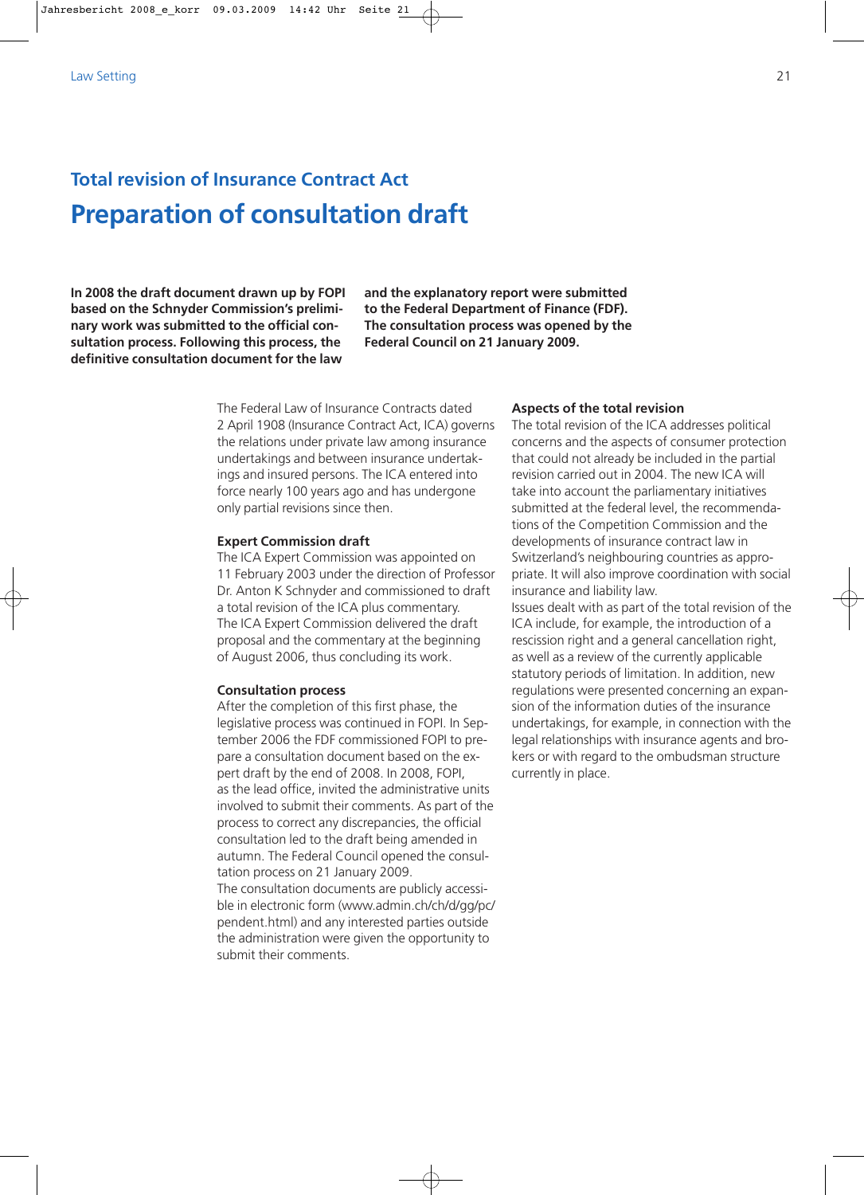## Total revision of Insurance Contract Act

# Preparation of consultation draft

**In 2008 the draft document drawn up by FOPI based on the Schnyder Commission's preliminary work was submitted to the official consultation process. Following this process, the definitive consultation document for the law and the explanatory report were submitted to the Federal Department of Finance (FDF). The consultation process was opened by the Federal Council on 21 January 2009.**

The Federal Law of Insurance Contracts dated 2 April 1908 (Insurance Contract Act, ICA) governs the relations under private law among insurance undertakings and between insurance undertakings and insured persons. The ICA entered into force nearly 100 years ago and has undergone only partial revisions since then.

### Expert Commission draft

The ICA Expert Commission was appointed on 11 February 2003 under the direction of Professor Dr. Anton K Schnyder and commissioned to draft a total revision of the ICA plus commentary. The ICA Expert Commission delivered the draft proposal and the commentary at the beginning of August 2006, thus concluding its work.

### Consultation process

After the completion of this first phase, the legislative process was continued in FOPI. In September 2006 the FDF commissioned FOPI to prepare a consultation document based on the expert draft by the end of 2008. In 2008, FOPI, as the lead office, invited the administrative units involved to submit their comments. As part of the process to correct any discrepancies, the official consultation led to the draft being amended in autumn. The Federal Council opened the consultation process on 21 January 2009.
The consultation documents are publicly accessible in electronic form (www.admin.ch/ch/d/gg/pc/pendent.html) and any interested parties outside the administration were given the opportunity to submit their comments.

### Aspects of the total revision

The total revision of the ICA addresses political concerns and the aspects of consumer protection that could not already be included in the partial revision carried out in 2004. The new ICA will take into account the parliamentary initiatives submitted at the federal level, the recommendations of the Competition Commission and the developments of insurance contract law in Switzerland's neighbouring countries as appropriate. It will also improve coordination with social insurance and liability law.
Issues dealt with as part of the total revision of the ICA include, for example, the introduction of a rescission right and a general cancellation right, as well as a review of the currently applicable statutory periods of limitation. In addition, new regulations were presented concerning an expansion of the information duties of the insurance undertakings, for example, in connection with the legal relationships with insurance agents and brokers or with regard to the ombudsman structure currently in place.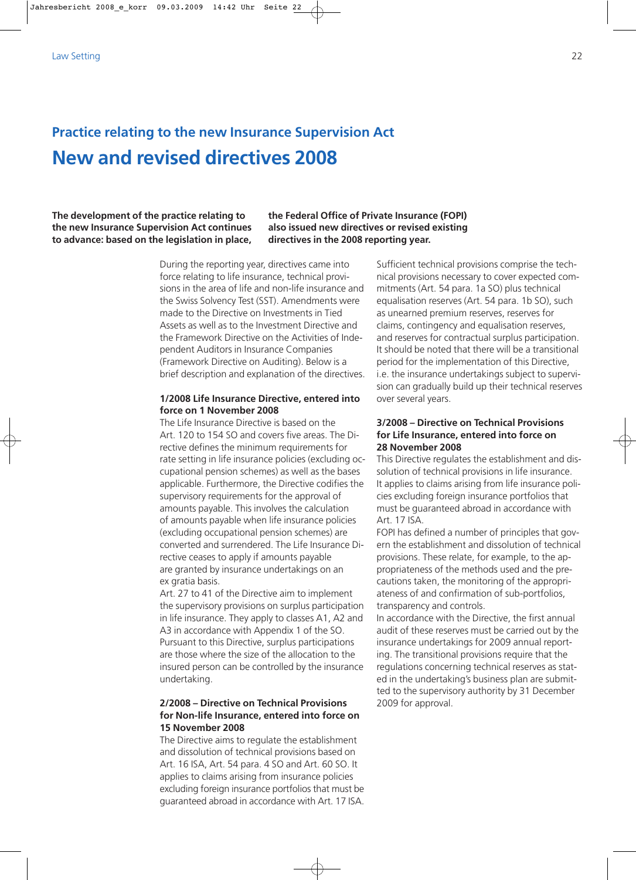## Practice relating to the new Insurance Supervision Act

# New and revised directives 2008

**The development of the practice relating to the new Insurance Supervision Act continues to advance: based on the legislation in place, the Federal Office of Private Insurance (FOPI) also issued new directives or revised existing directives in the 2008 reporting year.**

During the reporting year, directives came into force relating to life insurance, technical provisions in the area of life and non-life insurance and the Swiss Solvency Test (SST). Amendments were made to the Directive on Investments in Tied Assets as well as to the Investment Directive and the Framework Directive on the Activities of Independent Auditors in Insurance Companies (Framework Directive on Auditing). Below is a brief description and explanation of the directives.

### 1/2008 Life Insurance Directive, entered into force on 1 November 2008

The Life Insurance Directive is based on the Art. 120 to 154 SO and covers five areas. The Directive defines the minimum requirements for rate setting in life insurance policies (excluding occupational pension schemes) as well as the bases applicable. Furthermore, the Directive codifies the supervisory requirements for the approval of amounts payable. This involves the calculation of amounts payable when life insurance policies (excluding occupational pension schemes) are converted and surrendered. The Life Insurance Directive ceases to apply if amounts payable are granted by insurance undertakings on an ex gratia basis.

Art. 27 to 41 of the Directive aim to implement the supervisory provisions on surplus participation in life insurance. They apply to classes A1, A2 and A3 in accordance with Appendix 1 of the SO. Pursuant to this Directive, surplus participations are those where the size of the allocation to the insured person can be controlled by the insurance undertaking.

### 2/2008 – Directive on Technical Provisions for Non-life Insurance, entered into force on 15 November 2008

The Directive aims to regulate the establishment and dissolution of technical provisions based on Art. 16 ISA, Art. 54 para. 4 SO and Art. 60 SO. It applies to claims arising from insurance policies excluding foreign insurance portfolios that must be guaranteed abroad in accordance with Art. 17 ISA.

Sufficient technical provisions comprise the technical provisions necessary to cover expected commitments (Art. 54 para. 1a SO) plus technical equalisation reserves (Art. 54 para. 1b SO), such as unearned premium reserves, reserves for claims, contingency and equalisation reserves, and reserves for contractual surplus participation. It should be noted that there will be a transitional period for the implementation of this Directive, i.e. the insurance undertakings subject to supervision can gradually build up their technical reserves over several years.

### 3/2008 – Directive on Technical Provisions for Life Insurance, entered into force on 28 November 2008

This Directive regulates the establishment and dissolution of technical provisions in life insurance. It applies to claims arising from life insurance policies excluding foreign insurance portfolios that must be guaranteed abroad in accordance with Art. 17 ISA.

FOPI has defined a number of principles that govern the establishment and dissolution of technical provisions. These relate, for example, to the appropriateness of the methods used and the precautions taken, the monitoring of the appropriateness of and confirmation of sub-portfolios, transparency and controls.

In accordance with the Directive, the first annual audit of these reserves must be carried out by the insurance undertakings for 2009 annual reporting. The transitional provisions require that the regulations concerning technical reserves as stated in the undertaking's business plan are submitted to the supervisory authority by 31 December 2009 for approval.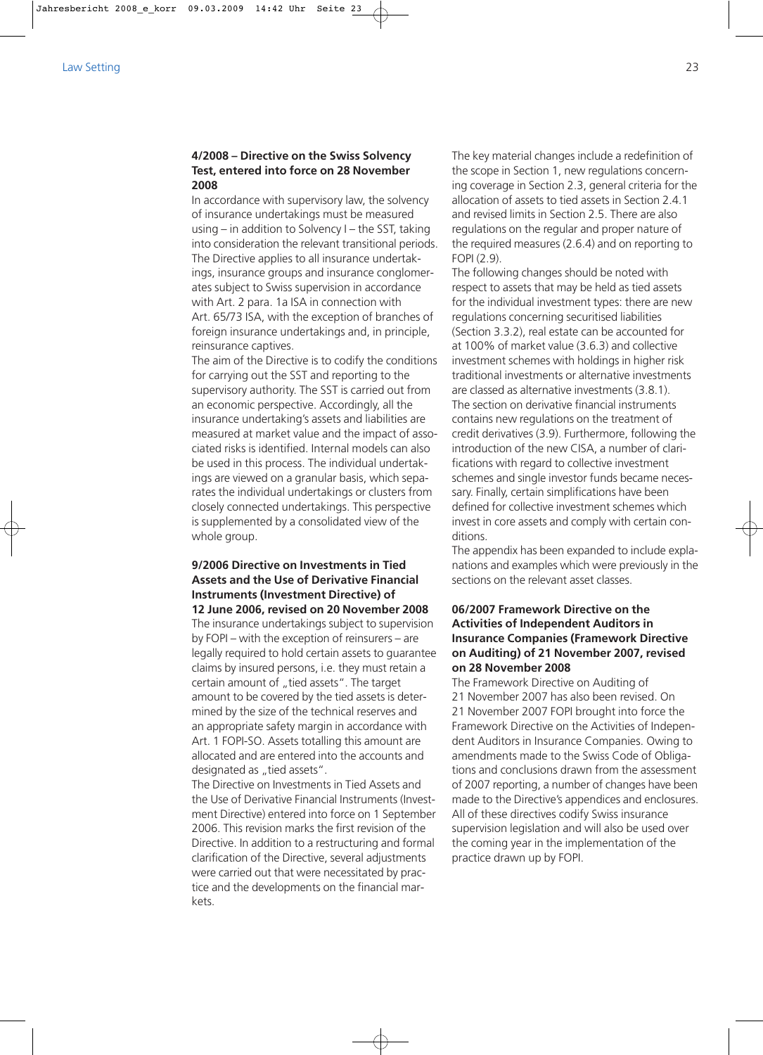#### 4/2008 – Directive on the Swiss Solvency Test, entered into force on 28 November 2008

In accordance with supervisory law, the solvency of insurance undertakings must be measured using – in addition to Solvency I – the SST, taking into consideration the relevant transitional periods. The Directive applies to all insurance undertakings, insurance groups and insurance conglomerates subject to Swiss supervision in accordance with Art. 2 para. 1a ISA in connection with Art. 65/73 ISA, with the exception of branches of foreign insurance undertakings and, in principle, reinsurance captives.

The aim of the Directive is to codify the conditions for carrying out the SST and reporting to the supervisory authority. The SST is carried out from an economic perspective. Accordingly, all the insurance undertaking's assets and liabilities are measured at market value and the impact of associated risks is identified. Internal models can also be used in this process. The individual undertakings are viewed on a granular basis, which separates the individual undertakings or clusters from closely connected undertakings. This perspective is supplemented by a consolidated view of the whole group.

#### 9/2006 Directive on Investments in Tied Assets and the Use of Derivative Financial Instruments (Investment Directive) of 12 June 2006, revised on 20 November 2008

The insurance undertakings subject to supervision by FOPI – with the exception of reinsurers – are legally required to hold certain assets to guarantee claims by insured persons, i.e. they must retain a certain amount of „tied assets". The target amount to be covered by the tied assets is determined by the size of the technical reserves and an appropriate safety margin in accordance with Art. 1 FOPI-SO. Assets totalling this amount are allocated and are entered into the accounts and designated as „tied assets".

The Directive on Investments in Tied Assets and the Use of Derivative Financial Instruments (Investment Directive) entered into force on 1 September 2006. This revision marks the first revision of the Directive. In addition to a restructuring and formal clarification of the Directive, several adjustments were carried out that were necessitated by practice and the developments on the financial markets.

The key material changes include a redefinition of the scope in Section 1, new regulations concerning coverage in Section 2.3, general criteria for the allocation of assets to tied assets in Section 2.4.1 and revised limits in Section 2.5. There are also regulations on the regular and proper nature of the required measures (2.6.4) and on reporting to FOPI (2.9).

The following changes should be noted with respect to assets that may be held as tied assets for the individual investment types: there are new regulations concerning securitised liabilities (Section 3.3.2), real estate can be accounted for at 100% of market value (3.6.3) and collective investment schemes with holdings in higher risk traditional investments or alternative investments are classed as alternative investments (3.8.1).

The section on derivative financial instruments contains new regulations on the treatment of credit derivatives (3.9). Furthermore, following the introduction of the new CISA, a number of clarifications with regard to collective investment schemes and single investor funds became necessary. Finally, certain simplifications have been defined for collective investment schemes which invest in core assets and comply with certain conditions.

The appendix has been expanded to include explanations and examples which were previously in the sections on the relevant asset classes.

#### 06/2007 Framework Directive on the Activities of Independent Auditors in Insurance Companies (Framework Directive on Auditing) of 21 November 2007, revised on 28 November 2008

The Framework Directive on Auditing of 21 November 2007 has also been revised. On 21 November 2007 FOPI brought into force the Framework Directive on the Activities of Independent Auditors in Insurance Companies. Owing to amendments made to the Swiss Code of Obligations and conclusions drawn from the assessment of 2007 reporting, a number of changes have been made to the Directive's appendices and enclosures.

All of these directives codify Swiss insurance supervision legislation and will also be used over the coming year in the implementation of the practice drawn up by FOPI.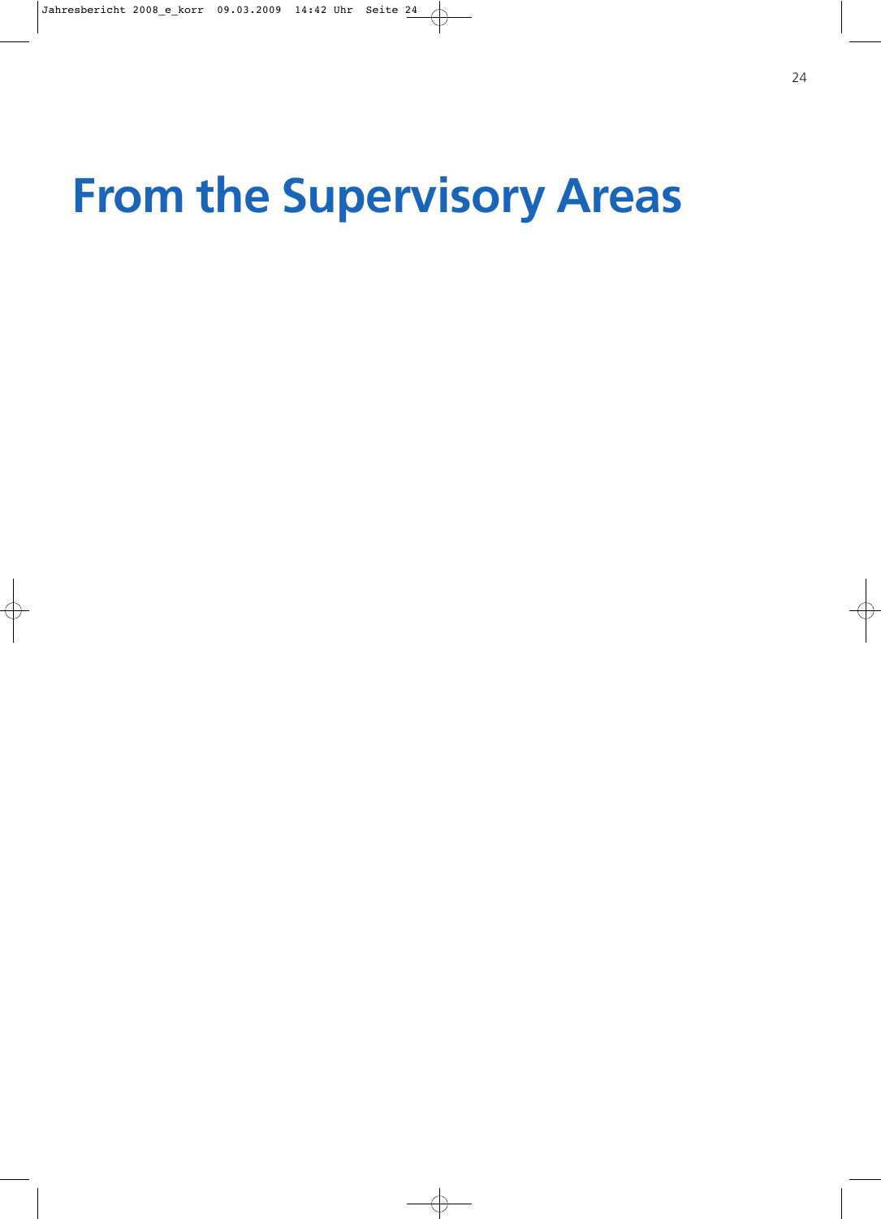# From the Supervisory Areas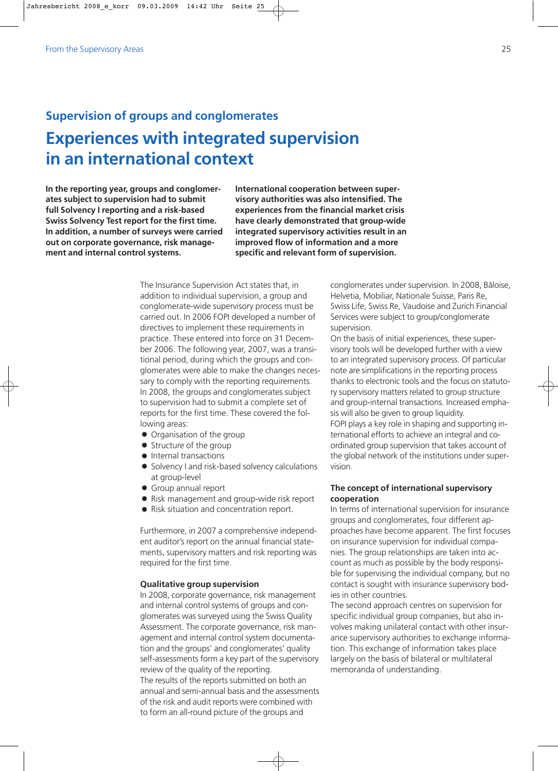## Supervision of groups and conglomerates

# Experiences with integrated supervision in an international context

**In the reporting year, groups and conglomerates subject to supervision had to submit full Solvency I reporting and a risk-based Swiss Solvency Test report for the first time. In addition, a number of surveys were carried out on corporate governance, risk management and internal control systems.**

**International cooperation between supervisory authorities was also intensified. The experiences from the financial market crisis have clearly demonstrated that group-wide integrated supervisory activities result in an improved flow of information and a more specific and relevant form of supervision.**

The Insurance Supervision Act states that, in addition to individual supervision, a group and conglomerate-wide supervisory process must be carried out. In 2006 FOPI developed a number of directives to implement these requirements in practice. These entered into force on 31 December 2006. The following year, 2007, was a transitional period, during which the groups and conglomerates were able to make the changes necessary to comply with the reporting requirements. In 2008, the groups and conglomerates subject to supervision had to submit a complete set of reports for the first time. These covered the following areas:

- Organisation of the group
- Structure of the group
- Internal transactions
- Solvency I and risk-based solvency calculations at group-level
- Group annual report
- Risk management and group-wide risk report
- Risk situation and concentration report.

Furthermore, in 2007 a comprehensive independent auditor's report on the annual financial statements, supervisory matters and risk reporting was required for the first time.

### Qualitative group supervision

In 2008, corporate governance, risk management and internal control systems of groups and conglomerates was surveyed using the Swiss Quality Assessment. The corporate governance, risk management and internal control system documentation and the groups' and conglomerates' quality self-assessments form a key part of the supervisory review of the quality of the reporting.

The results of the reports submitted on both an annual and semi-annual basis and the assessments of the risk and audit reports were combined with to form an all-round picture of the groups and conglomerates under supervision. In 2008, Bâloise, Helvetia, Mobiliar, Nationale Suisse, Paris Re, Swiss Life, Swiss Re, Vaudoise and Zurich Financial Services were subject to group/conglomerate supervision.

On the basis of initial experiences, these supervisory tools will be developed further with a view to an integrated supervisory process. Of particular note are simplifications in the reporting process thanks to electronic tools and the focus on statutory supervisory matters related to group structure and group-internal transactions. Increased emphasis will also be given to group liquidity.

FOPI plays a key role in shaping and supporting international efforts to achieve an integral and coordinated group supervision that takes account of the global network of the institutions under supervision.

### The concept of international supervisory cooperation

In terms of international supervision for insurance groups and conglomerates, four different approaches have become apparent. The first focuses on insurance supervision for individual companies. The group relationships are taken into account as much as possible by the body responsible for supervising the individual company, but no contact is sought with insurance supervisory bodies in other countries.

The second approach centres on supervision for specific individual group companies, but also involves making unilateral contact with other insurance supervisory authorities to exchange information. This exchange of information takes place largely on the basis of bilateral or multilateral memoranda of understanding.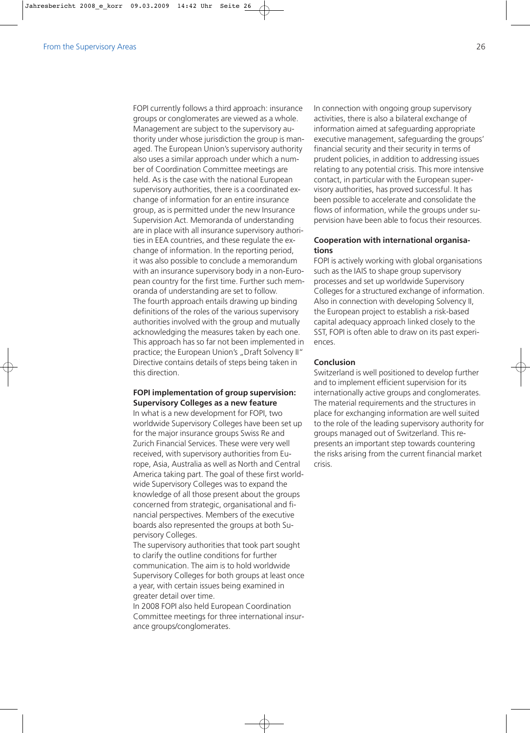FOPI currently follows a third approach: insurance groups or conglomerates are viewed as a whole. Management are subject to the supervisory authority under whose jurisdiction the group is managed. The European Union's supervisory authority also uses a similar approach under which a number of Coordination Committee meetings are held. As is the case with the national European supervisory authorities, there is a coordinated exchange of information for an entire insurance group, as is permitted under the new Insurance Supervision Act. Memoranda of understanding are in place with all insurance supervisory authorities in EEA countries, and these regulate the exchange of information. In the reporting period, it was also possible to conclude a memorandum with an insurance supervisory body in a non-European country for the first time. Further such memoranda of understanding are set to follow.
The fourth approach entails drawing up binding definitions of the roles of the various supervisory authorities involved with the group and mutually acknowledging the measures taken by each one. This approach has so far not been implemented in practice; the European Union's „Draft Solvency II" Directive contains details of steps being taken in this direction.

**FOPI implementation of group supervision: Supervisory Colleges as a new feature**

In what is a new development for FOPI, two worldwide Supervisory Colleges have been set up for the major insurance groups Swiss Re and Zurich Financial Services. These were very well received, with supervisory authorities from Europe, Asia, Australia as well as North and Central America taking part. The goal of these first worldwide Supervisory Colleges was to expand the knowledge of all those present about the groups concerned from strategic, organisational and financial perspectives. Members of the executive boards also represented the groups at both Supervisory Colleges.
The supervisory authorities that took part sought to clarify the outline conditions for further communication. The aim is to hold worldwide Supervisory Colleges for both groups at least once a year, with certain issues being examined in greater detail over time.
In 2008 FOPI also held European Coordination Committee meetings for three international insurance groups/conglomerates.

In connection with ongoing group supervisory activities, there is also a bilateral exchange of information aimed at safeguarding appropriate executive management, safeguarding the groups' financial security and their security in terms of prudent policies, in addition to addressing issues relating to any potential crisis. This more intensive contact, in particular with the European supervisory authorities, has proved successful. It has been possible to accelerate and consolidate the flows of information, while the groups under supervision have been able to focus their resources.

**Cooperation with international organisations**

FOPI is actively working with global organisations such as the IAIS to shape group supervisory processes and set up worldwide Supervisory Colleges for a structured exchange of information. Also in connection with developing Solvency II, the European project to establish a risk-based capital adequacy approach linked closely to the SST, FOPI is often able to draw on its past experiences.

**Conclusion**

Switzerland is well positioned to develop further and to implement efficient supervision for its internationally active groups and conglomerates. The material requirements and the structures in place for exchanging information are well suited to the role of the leading supervisory authority for groups managed out of Switzerland. This represents an important step towards countering the risks arising from the current financial market crisis.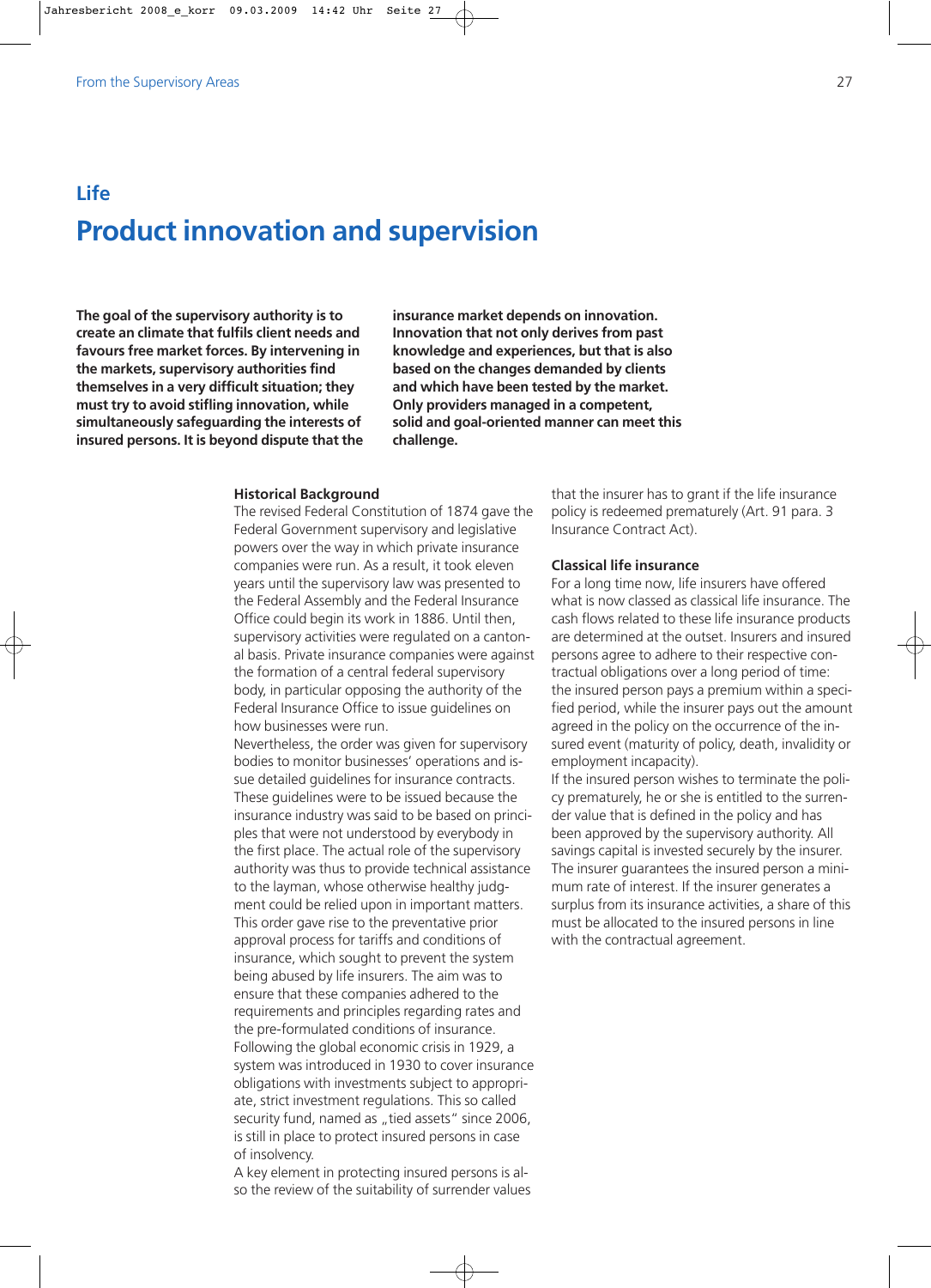## Life

# Product innovation and supervision

**The goal of the supervisory authority is to create an climate that fulfils client needs and favours free market forces. By intervening in the markets, supervisory authorities find themselves in a very difficult situation; they must try to avoid stifling innovation, while simultaneously safeguarding the interests of insured persons. It is beyond dispute that the insurance market depends on innovation. Innovation that not only derives from past knowledge and experiences, but that is also based on the changes demanded by clients and which have been tested by the market. Only providers managed in a competent, solid and goal-oriented manner can meet this challenge.**

### Historical Background

The revised Federal Constitution of 1874 gave the Federal Government supervisory and legislative powers over the way in which private insurance companies were run. As a result, it took eleven years until the supervisory law was presented to the Federal Assembly and the Federal Insurance Office could begin its work in 1886. Until then, supervisory activities were regulated on a cantonal basis. Private insurance companies were against the formation of a central federal supervisory body, in particular opposing the authority of the Federal Insurance Office to issue guidelines on how businesses were run.

Nevertheless, the order was given for supervisory bodies to monitor businesses' operations and issue detailed guidelines for insurance contracts. These guidelines were to be issued because the insurance industry was said to be based on principles that were not understood by everybody in the first place. The actual role of the supervisory authority was thus to provide technical assistance to the layman, whose otherwise healthy judgment could be relied upon in important matters. This order gave rise to the preventative prior approval process for tariffs and conditions of insurance, which sought to prevent the system being abused by life insurers. The aim was to ensure that these companies adhered to the requirements and principles regarding rates and the pre-formulated conditions of insurance.

Following the global economic crisis in 1929, a system was introduced in 1930 to cover insurance obligations with investments subject to appropriate, strict investment regulations. This so called security fund, named as „tied assets" since 2006, is still in place to protect insured persons in case of insolvency.

A key element in protecting insured persons is also the review of the suitability of surrender values that the insurer has to grant if the life insurance policy is redeemed prematurely (Art. 91 para. 3 Insurance Contract Act).

### Classical life insurance

For a long time now, life insurers have offered what is now classed as classical life insurance. The cash flows related to these life insurance products are determined at the outset. Insurers and insured persons agree to adhere to their respective contractual obligations over a long period of time: the insured person pays a premium within a specified period, while the insurer pays out the amount agreed in the policy on the occurrence of the insured event (maturity of policy, death, invalidity or employment incapacity).

If the insured person wishes to terminate the policy prematurely, he or she is entitled to the surrender value that is defined in the policy and has been approved by the supervisory authority. All savings capital is invested securely by the insurer. The insurer guarantees the insured person a minimum rate of interest. If the insurer generates a surplus from its insurance activities, a share of this must be allocated to the insured persons in line with the contractual agreement.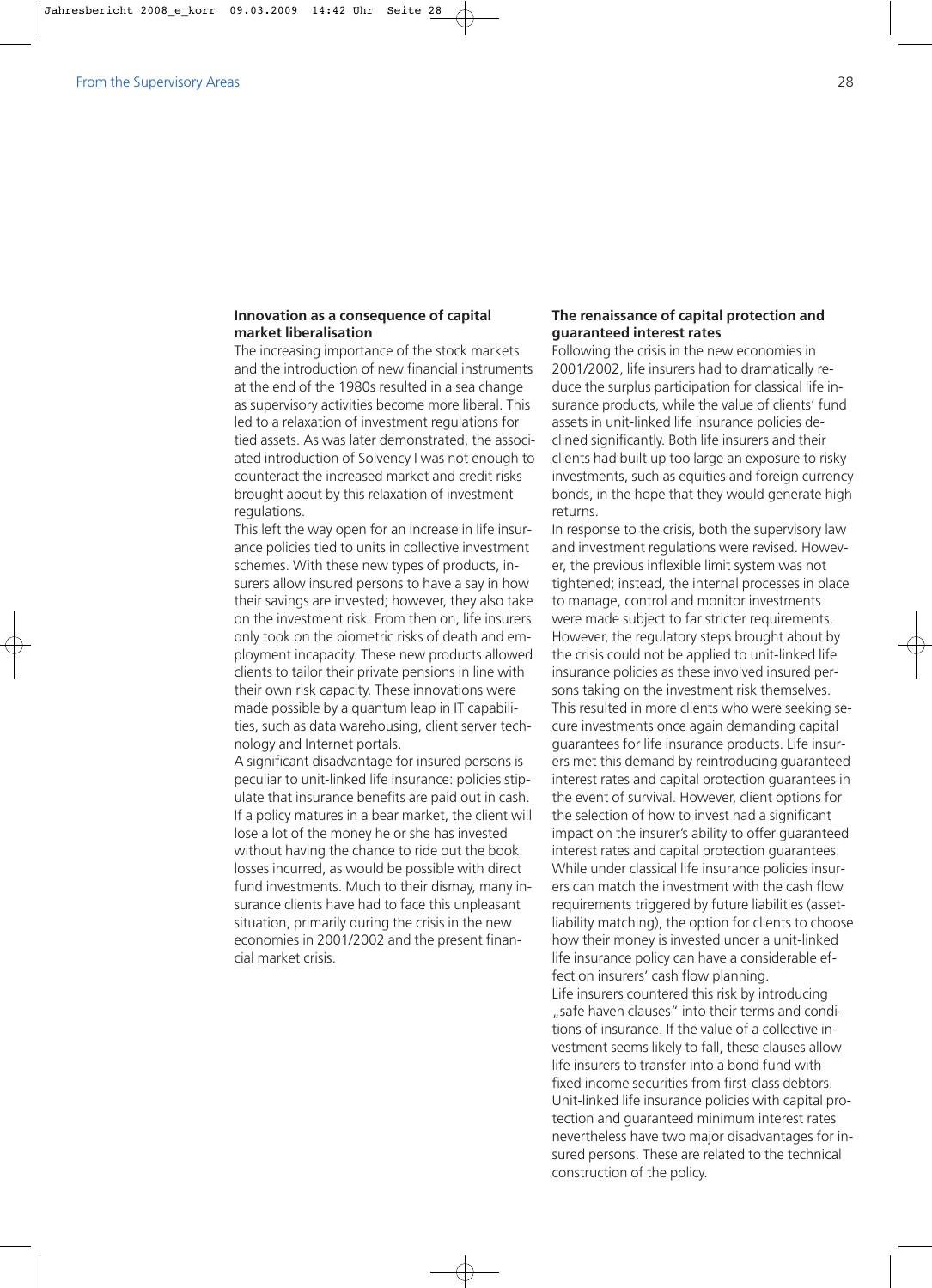## Innovation as a consequence of capital market liberalisation

The increasing importance of the stock markets and the introduction of new financial instruments at the end of the 1980s resulted in a sea change as supervisory activities become more liberal. This led to a relaxation of investment regulations for tied assets. As was later demonstrated, the associated introduction of Solvency I was not enough to counteract the increased market and credit risks brought about by this relaxation of investment regulations.

This left the way open for an increase in life insurance policies tied to units in collective investment schemes. With these new types of products, insurers allow insured persons to have a say in how their savings are invested; however, they also take on the investment risk. From then on, life insurers only took on the biometric risks of death and employment incapacity. These new products allowed clients to tailor their private pensions in line with their own risk capacity. These innovations were made possible by a quantum leap in IT capabilities, such as data warehousing, client server technology and Internet portals.

A significant disadvantage for insured persons is peculiar to unit-linked life insurance: policies stipulate that insurance benefits are paid out in cash. If a policy matures in a bear market, the client will lose a lot of the money he or she has invested without having the chance to ride out the book losses incurred, as would be possible with direct fund investments. Much to their dismay, many insurance clients have had to face this unpleasant situation, primarily during the crisis in the new economies in 2001/2002 and the present financial market crisis.

## The renaissance of capital protection and guaranteed interest rates

Following the crisis in the new economies in 2001/2002, life insurers had to dramatically reduce the surplus participation for classical life insurance products, while the value of clients' fund assets in unit-linked life insurance policies declined significantly. Both life insurers and their clients had built up too large an exposure to risky investments, such as equities and foreign currency bonds, in the hope that they would generate high returns.

In response to the crisis, both the supervisory law and investment regulations were revised. However, the previous inflexible limit system was not tightened; instead, the internal processes in place to manage, control and monitor investments were made subject to far stricter requirements. However, the regulatory steps brought about by the crisis could not be applied to unit-linked life insurance policies as these involved insured persons taking on the investment risk themselves. This resulted in more clients who were seeking secure investments once again demanding capital guarantees for life insurance products. Life insurers met this demand by reintroducing guaranteed interest rates and capital protection guarantees in the event of survival. However, client options for the selection of how to invest had a significant impact on the insurer's ability to offer guaranteed interest rates and capital protection guarantees. While under classical life insurance policies insurers can match the investment with the cash flow requirements triggered by future liabilities (asset-liability matching), the option for clients to choose how their money is invested under a unit-linked life insurance policy can have a considerable effect on insurers' cash flow planning.

Life insurers countered this risk by introducing „safe haven clauses" into their terms and conditions of insurance. If the value of a collective investment seems likely to fall, these clauses allow life insurers to transfer into a bond fund with fixed income securities from first-class debtors. Unit-linked life insurance policies with capital protection and guaranteed minimum interest rates nevertheless have two major disadvantages for insured persons. These are related to the technical construction of the policy.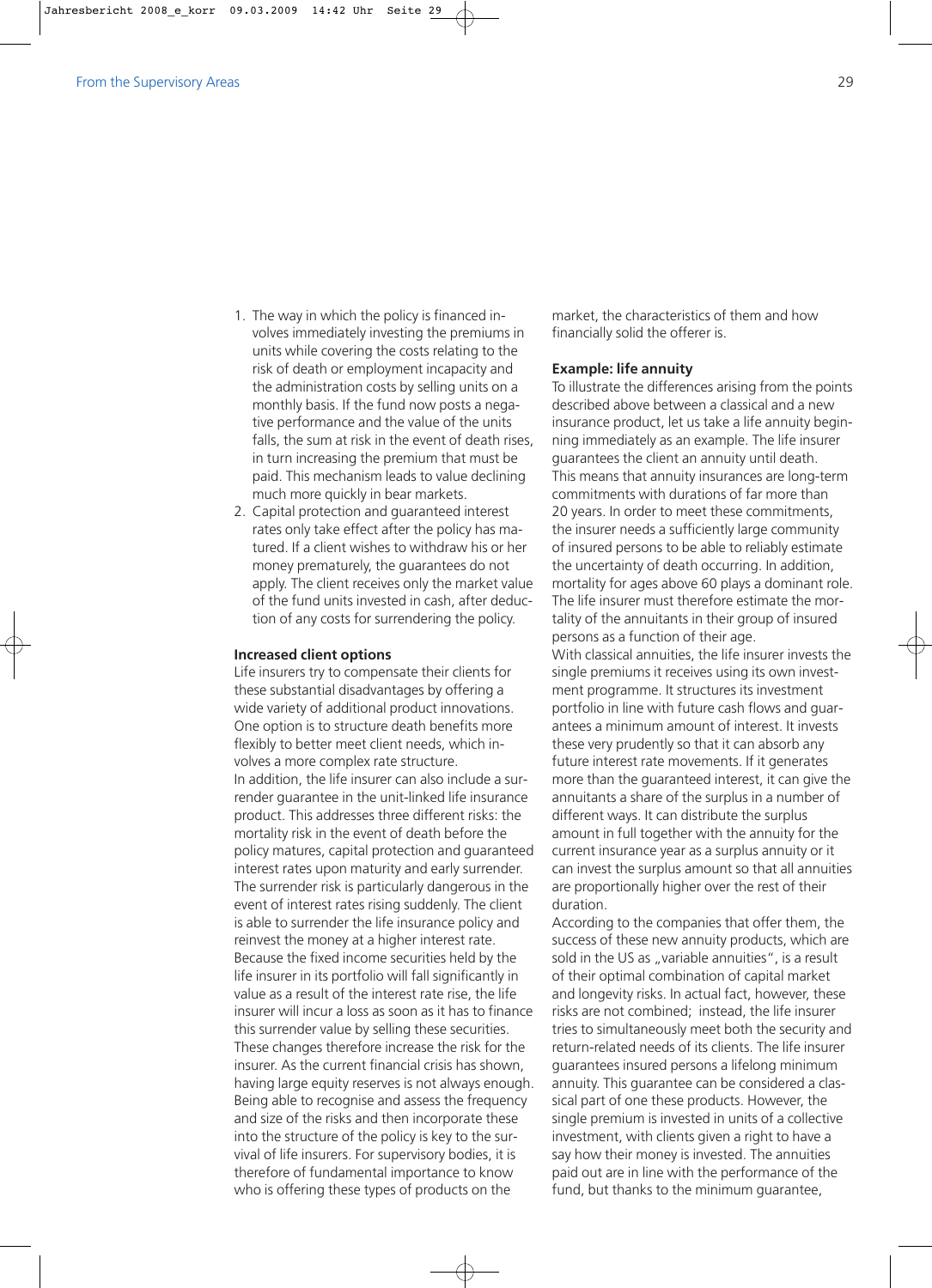1. The way in which the policy is financed involves immediately investing the premiums in units while covering the costs relating to the risk of death or employment incapacity and the administration costs by selling units on a monthly basis. If the fund now posts a negative performance and the value of the units falls, the sum at risk in the event of death rises, in turn increasing the premium that must be paid. This mechanism leads to value declining much more quickly in bear markets.
2. Capital protection and guaranteed interest rates only take effect after the policy has matured. If a client wishes to withdraw his or her money prematurely, the guarantees do not apply. The client receives only the market value of the fund units invested in cash, after deduction of any costs for surrendering the policy.

**Increased client options**

Life insurers try to compensate their clients for these substantial disadvantages by offering a wide variety of additional product innovations. One option is to structure death benefits more flexibly to better meet client needs, which involves a more complex rate structure.

In addition, the life insurer can also include a surrender guarantee in the unit-linked life insurance product. This addresses three different risks: the mortality risk in the event of death before the policy matures, capital protection and guaranteed interest rates upon maturity and early surrender. The surrender risk is particularly dangerous in the event of interest rates rising suddenly. The client is able to surrender the life insurance policy and reinvest the money at a higher interest rate. Because the fixed income securities held by the life insurer in its portfolio will fall significantly in value as a result of the interest rate rise, the life insurer will incur a loss as soon as it has to finance this surrender value by selling these securities. These changes therefore increase the risk for the insurer. As the current financial crisis has shown, having large equity reserves is not always enough. Being able to recognise and assess the frequency and size of the risks and then incorporate these into the structure of the policy is key to the survival of life insurers. For supervisory bodies, it is therefore of fundamental importance to know who is offering these types of products on the market, the characteristics of them and how financially solid the offerer is.

**Example: life annuity**

To illustrate the differences arising from the points described above between a classical and a new insurance product, let us take a life annuity beginning immediately as an example. The life insurer guarantees the client an annuity until death. This means that annuity insurances are long-term commitments with durations of far more than 20 years. In order to meet these commitments, the insurer needs a sufficiently large community of insured persons to be able to reliably estimate the uncertainty of death occurring. In addition, mortality for ages above 60 plays a dominant role. The life insurer must therefore estimate the mortality of the annuitants in their group of insured persons as a function of their age.

With classical annuities, the life insurer invests the single premiums it receives using its own investment programme. It structures its investment portfolio in line with future cash flows and guarantees a minimum amount of interest. It invests these very prudently so that it can absorb any future interest rate movements. If it generates more than the guaranteed interest, it can give the annuitants a share of the surplus in a number of different ways. It can distribute the surplus amount in full together with the annuity for the current insurance year as a surplus annuity or it can invest the surplus amount so that all annuities are proportionally higher over the rest of their duration.

According to the companies that offer them, the success of these new annuity products, which are sold in the US as „variable annuities", is a result of their optimal combination of capital market and longevity risks. In actual fact, however, these risks are not combined; instead, the life insurer tries to simultaneously meet both the security and return-related needs of its clients. The life insurer guarantees insured persons a lifelong minimum annuity. This guarantee can be considered a classical part of one these products. However, the single premium is invested in units of a collective investment, with clients given a right to have a say how their money is invested. The annuities paid out are in line with the performance of the fund, but thanks to the minimum guarantee,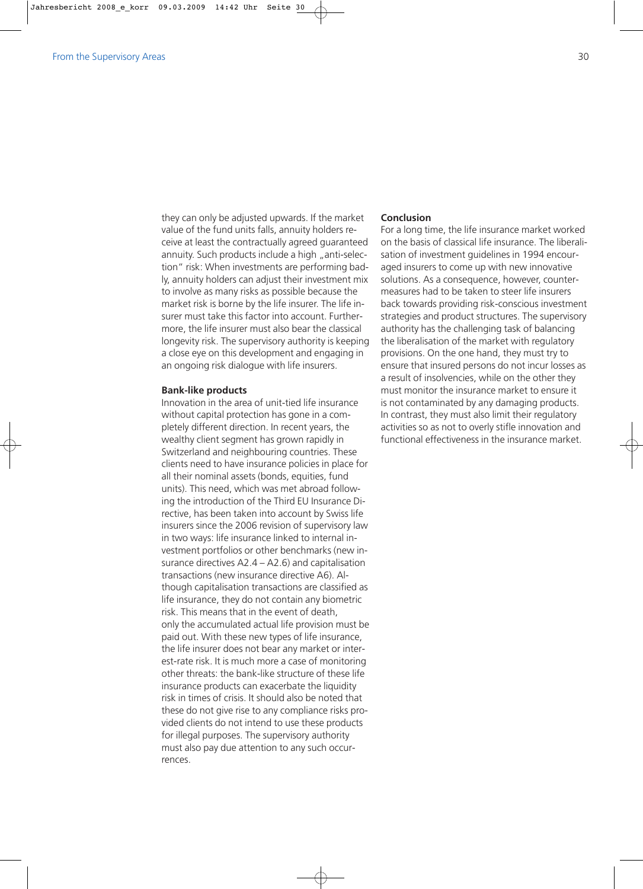they can only be adjusted upwards. If the market value of the fund units falls, annuity holders receive at least the contractually agreed guaranteed annuity. Such products include a high „anti-selection" risk: When investments are performing badly, annuity holders can adjust their investment mix to involve as many risks as possible because the market risk is borne by the life insurer. The life insurer must take this factor into account. Furthermore, the life insurer must also bear the classical longevity risk. The supervisory authority is keeping a close eye on this development and engaging in an ongoing risk dialogue with life insurers.

**Bank-like products**

Innovation in the area of unit-tied life insurance without capital protection has gone in a completely different direction. In recent years, the wealthy client segment has grown rapidly in Switzerland and neighbouring countries. These clients need to have insurance policies in place for all their nominal assets (bonds, equities, fund units). This need, which was met abroad following the introduction of the Third EU Insurance Directive, has been taken into account by Swiss life insurers since the 2006 revision of supervisory law in two ways: life insurance linked to internal investment portfolios or other benchmarks (new insurance directives A2.4 – A2.6) and capitalisation transactions (new insurance directive A6). Although capitalisation transactions are classified as life insurance, they do not contain any biometric risk. This means that in the event of death, only the accumulated actual life provision must be paid out. With these new types of life insurance, the life insurer does not bear any market or interest-rate risk. It is much more a case of monitoring other threats: the bank-like structure of these life insurance products can exacerbate the liquidity risk in times of crisis. It should also be noted that these do not give rise to any compliance risks provided clients do not intend to use these products for illegal purposes. The supervisory authority must also pay due attention to any such occurrences.

**Conclusion**

For a long time, the life insurance market worked on the basis of classical life insurance. The liberalisation of investment guidelines in 1994 encouraged insurers to come up with new innovative solutions. As a consequence, however, countermeasures had to be taken to steer life insurers back towards providing risk-conscious investment strategies and product structures. The supervisory authority has the challenging task of balancing the liberalisation of the market with regulatory provisions. On the one hand, they must try to ensure that insured persons do not incur losses as a result of insolvencies, while on the other they must monitor the insurance market to ensure it is not contaminated by any damaging products. In contrast, they must also limit their regulatory activities so as not to overly stifle innovation and functional effectiveness in the insurance market.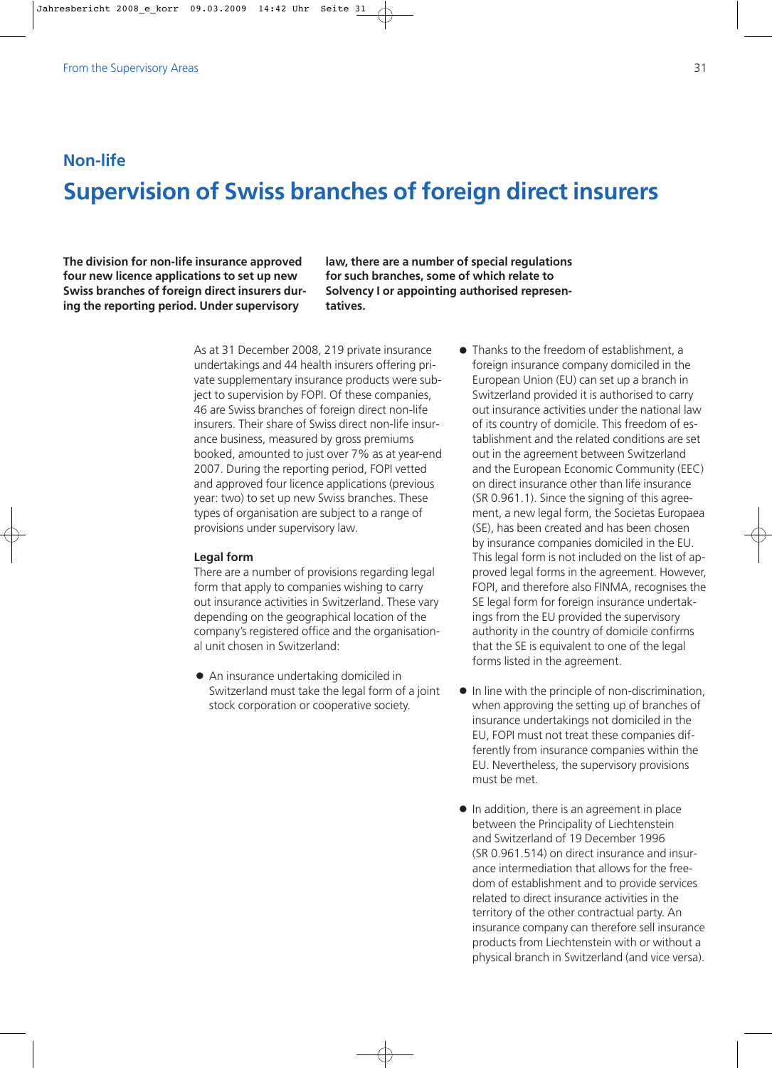## Non-life

# Supervision of Swiss branches of foreign direct insurers

**The division for non-life insurance approved four new licence applications to set up new Swiss branches of foreign direct insurers during the reporting period. Under supervisory law, there are a number of special regulations for such branches, some of which relate to Solvency I or appointing authorised representatives.**

As at 31 December 2008, 219 private insurance undertakings and 44 health insurers offering private supplementary insurance products were subject to supervision by FOPI. Of these companies, 46 are Swiss branches of foreign direct non-life insurers. Their share of Swiss direct non-life insurance business, measured by gross premiums booked, amounted to just over 7% as at year-end 2007. During the reporting period, FOPI vetted and approved four licence applications (previous year: two) to set up new Swiss branches. These types of organisation are subject to a range of provisions under supervisory law.

### Legal form

There are a number of provisions regarding legal form that apply to companies wishing to carry out insurance activities in Switzerland. These vary depending on the geographical location of the company's registered office and the organisational unit chosen in Switzerland:

- An insurance undertaking domiciled in Switzerland must take the legal form of a joint stock corporation or cooperative society.
- Thanks to the freedom of establishment, a foreign insurance company domiciled in the European Union (EU) can set up a branch in Switzerland provided it is authorised to carry out insurance activities under the national law of its country of domicile. This freedom of establishment and the related conditions are set out in the agreement between Switzerland and the European Economic Community (EEC) on direct insurance other than life insurance (SR 0.961.1). Since the signing of this agreement, a new legal form, the Societas Europaea (SE), has been created and has been chosen by insurance companies domiciled in the EU. This legal form is not included on the list of approved legal forms in the agreement. However, FOPI, and therefore also FINMA, recognises the SE legal form for foreign insurance undertakings from the EU provided the supervisory authority in the country of domicile confirms that the SE is equivalent to one of the legal forms listed in the agreement.
- In line with the principle of non-discrimination, when approving the setting up of branches of insurance undertakings not domiciled in the EU, FOPI must not treat these companies differently from insurance companies within the EU. Nevertheless, the supervisory provisions must be met.
- In addition, there is an agreement in place between the Principality of Liechtenstein and Switzerland of 19 December 1996 (SR 0.961.514) on direct insurance and insurance intermediation that allows for the freedom of establishment and to provide services related to direct insurance activities in the territory of the other contractual party. An insurance company can therefore sell insurance products from Liechtenstein with or without a physical branch in Switzerland (and vice versa).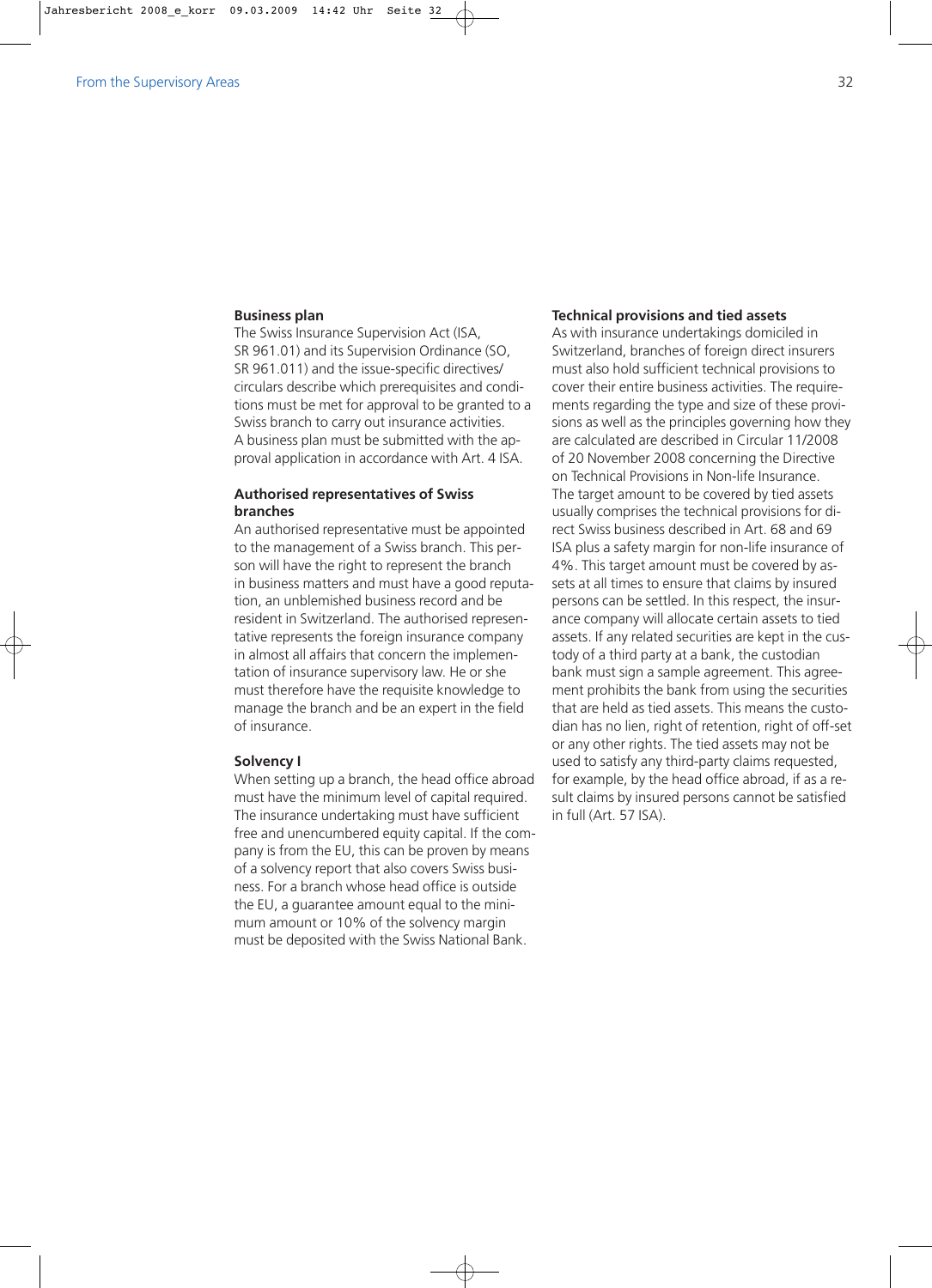### Business plan

The Swiss Insurance Supervision Act (ISA, SR 961.01) and its Supervision Ordinance (SO, SR 961.011) and the issue-specific directives/circulars describe which prerequisites and conditions must be met for approval to be granted to a Swiss branch to carry out insurance activities. A business plan must be submitted with the approval application in accordance with Art. 4 ISA.

### Authorised representatives of Swiss branches

An authorised representative must be appointed to the management of a Swiss branch. This person will have the right to represent the branch in business matters and must have a good reputation, an unblemished business record and be resident in Switzerland. The authorised representative represents the foreign insurance company in almost all affairs that concern the implementation of insurance supervisory law. He or she must therefore have the requisite knowledge to manage the branch and be an expert in the field of insurance.

### Solvency I

When setting up a branch, the head office abroad must have the minimum level of capital required. The insurance undertaking must have sufficient free and unencumbered equity capital. If the company is from the EU, this can be proven by means of a solvency report that also covers Swiss business. For a branch whose head office is outside the EU, a guarantee amount equal to the minimum amount or 10% of the solvency margin must be deposited with the Swiss National Bank.

### Technical provisions and tied assets

As with insurance undertakings domiciled in Switzerland, branches of foreign direct insurers must also hold sufficient technical provisions to cover their entire business activities. The requirements regarding the type and size of these provisions as well as the principles governing how they are calculated are described in Circular 11/2008 of 20 November 2008 concerning the Directive on Technical Provisions in Non-life Insurance. The target amount to be covered by tied assets usually comprises the technical provisions for direct Swiss business described in Art. 68 and 69 ISA plus a safety margin for non-life insurance of 4%. This target amount must be covered by assets at all times to ensure that claims by insured persons can be settled. In this respect, the insurance company will allocate certain assets to tied assets. If any related securities are kept in the custody of a third party at a bank, the custodian bank must sign a sample agreement. This agreement prohibits the bank from using the securities that are held as tied assets. This means the custodian has no lien, right of retention, right of off-set or any other rights. The tied assets may not be used to satisfy any third-party claims requested, for example, by the head office abroad, if as a result claims by insured persons cannot be satisfied in full (Art. 57 ISA).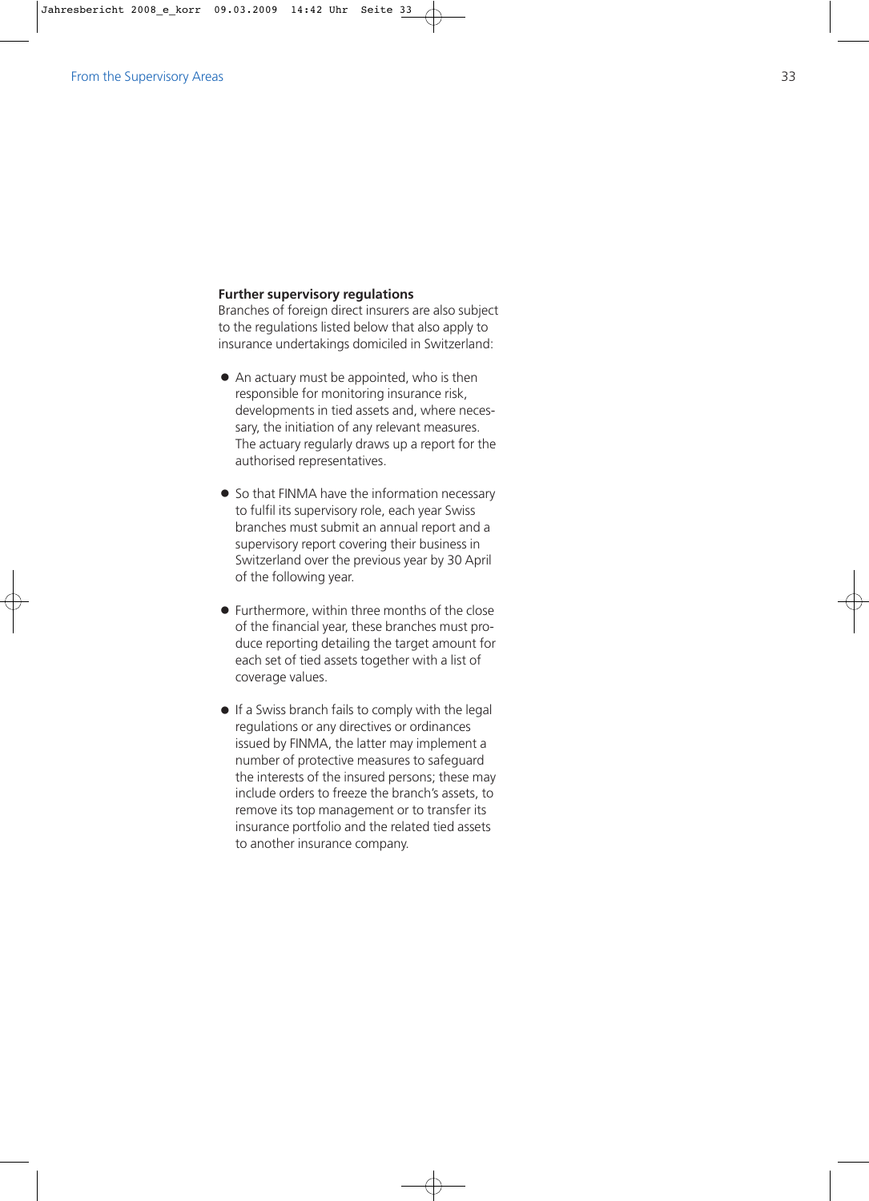**Further supervisory regulations**
Branches of foreign direct insurers are also subject to the regulations listed below that also apply to insurance undertakings domiciled in Switzerland:

- An actuary must be appointed, who is then responsible for monitoring insurance risk, developments in tied assets and, where necessary, the initiation of any relevant measures. The actuary regularly draws up a report for the authorised representatives.

- So that FINMA have the information necessary to fulfil its supervisory role, each year Swiss branches must submit an annual report and a supervisory report covering their business in Switzerland over the previous year by 30 April of the following year.

- Furthermore, within three months of the close of the financial year, these branches must produce reporting detailing the target amount for each set of tied assets together with a list of coverage values.

- If a Swiss branch fails to comply with the legal regulations or any directives or ordinances issued by FINMA, the latter may implement a number of protective measures to safeguard the interests of the insured persons; these may include orders to freeze the branch's assets, to remove its top management or to transfer its insurance portfolio and the related tied assets to another insurance company.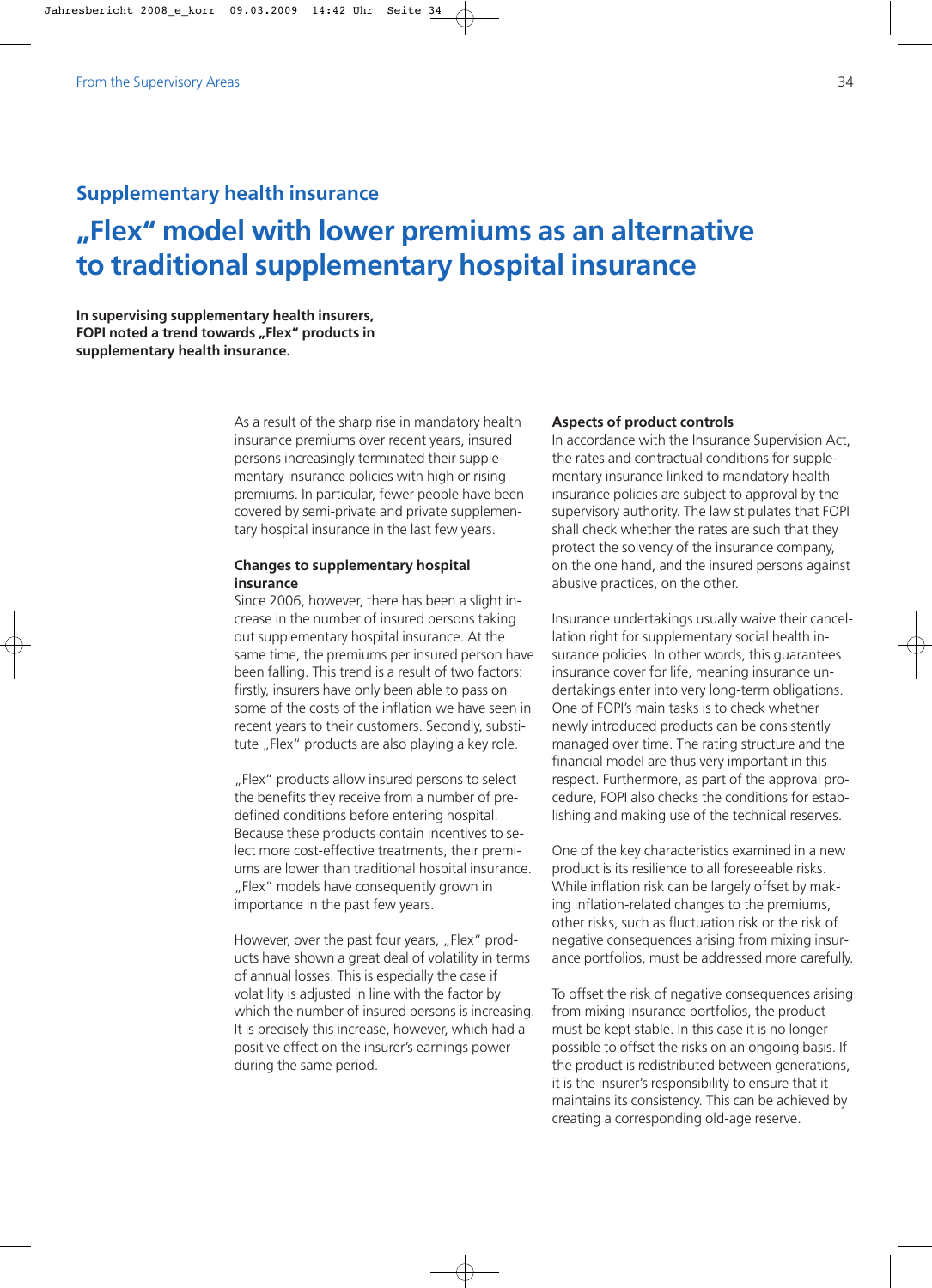## Supplementary health insurance

# „Flex" model with lower premiums as an alternative to traditional supplementary hospital insurance

**In supervising supplementary health insurers, FOPI noted a trend towards „Flex" products in supplementary health insurance.**

As a result of the sharp rise in mandatory health insurance premiums over recent years, insured persons increasingly terminated their supplementary insurance policies with high or rising premiums. In particular, fewer people have been covered by semi-private and private supplementary hospital insurance in the last few years.

### Changes to supplementary hospital insurance

Since 2006, however, there has been a slight increase in the number of insured persons taking out supplementary hospital insurance. At the same time, the premiums per insured person have been falling. This trend is a result of two factors: firstly, insurers have only been able to pass on some of the costs of the inflation we have seen in recent years to their customers. Secondly, substitute „Flex" products are also playing a key role.

„Flex" products allow insured persons to select the benefits they receive from a number of predefined conditions before entering hospital. Because these products contain incentives to select more cost-effective treatments, their premiums are lower than traditional hospital insurance. „Flex" models have consequently grown in importance in the past few years.

However, over the past four years, „Flex" products have shown a great deal of volatility in terms of annual losses. This is especially the case if volatility is adjusted in line with the factor by which the number of insured persons is increasing. It is precisely this increase, however, which had a positive effect on the insurer's earnings power during the same period.

### Aspects of product controls

In accordance with the Insurance Supervision Act, the rates and contractual conditions for supplementary insurance linked to mandatory health insurance policies are subject to approval by the supervisory authority. The law stipulates that FOPI shall check whether the rates are such that they protect the solvency of the insurance company, on the one hand, and the insured persons against abusive practices, on the other.

Insurance undertakings usually waive their cancellation right for supplementary social health insurance policies. In other words, this guarantees insurance cover for life, meaning insurance undertakings enter into very long-term obligations. One of FOPI's main tasks is to check whether newly introduced products can be consistently managed over time. The rating structure and the financial model are thus very important in this respect. Furthermore, as part of the approval procedure, FOPI also checks the conditions for establishing and making use of the technical reserves.

One of the key characteristics examined in a new product is its resilience to all foreseeable risks. While inflation risk can be largely offset by making inflation-related changes to the premiums, other risks, such as fluctuation risk or the risk of negative consequences arising from mixing insurance portfolios, must be addressed more carefully.

To offset the risk of negative consequences arising from mixing insurance portfolios, the product must be kept stable. In this case it is no longer possible to offset the risks on an ongoing basis. If the product is redistributed between generations, it is the insurer's responsibility to ensure that it maintains its consistency. This can be achieved by creating a corresponding old-age reserve.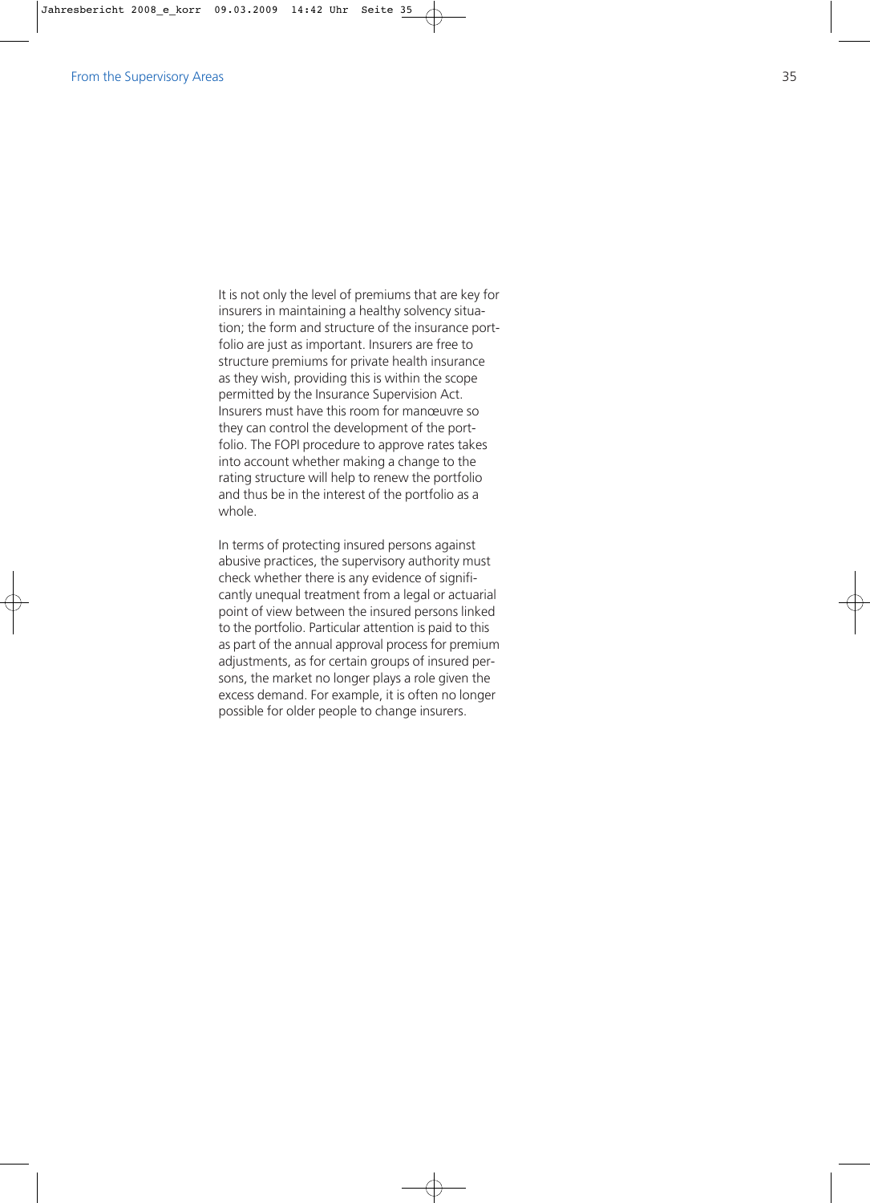It is not only the level of premiums that are key for insurers in maintaining a healthy solvency situation; the form and structure of the insurance portfolio are just as important. Insurers are free to structure premiums for private health insurance as they wish, providing this is within the scope permitted by the Insurance Supervision Act. Insurers must have this room for manœuvre so they can control the development of the portfolio. The FOPI procedure to approve rates takes into account whether making a change to the rating structure will help to renew the portfolio and thus be in the interest of the portfolio as a whole.

In terms of protecting insured persons against abusive practices, the supervisory authority must check whether there is any evidence of significantly unequal treatment from a legal or actuarial point of view between the insured persons linked to the portfolio. Particular attention is paid to this as part of the annual approval process for premium adjustments, as for certain groups of insured persons, the market no longer plays a role given the excess demand. For example, it is often no longer possible for older people to change insurers.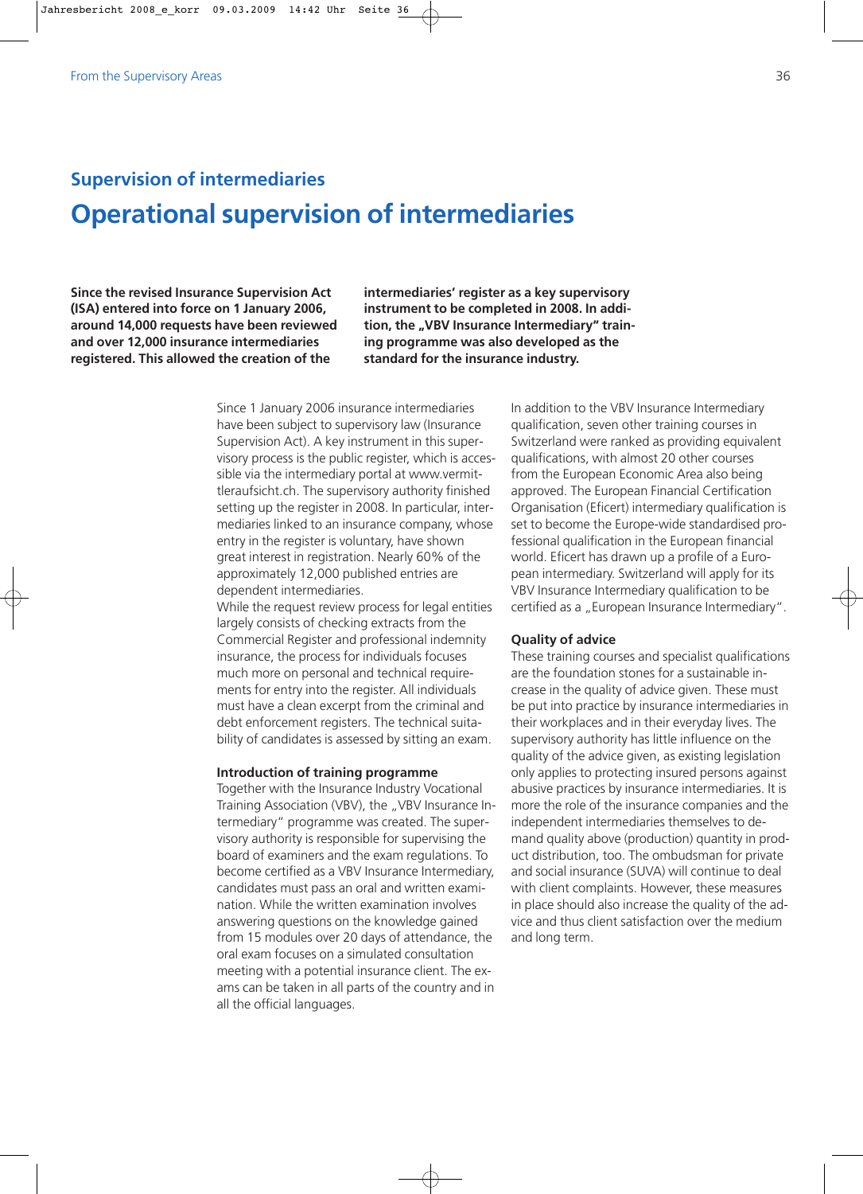## Supervision of intermediaries

# Operational supervision of intermediaries

**Since the revised Insurance Supervision Act (ISA) entered into force on 1 January 2006, around 14,000 requests have been reviewed and over 12,000 insurance intermediaries registered. This allowed the creation of the intermediaries' register as a key supervisory instrument to be completed in 2008. In addition, the „VBV Insurance Intermediary" training programme was also developed as the standard for the insurance industry.**

Since 1 January 2006 insurance intermediaries have been subject to supervisory law (Insurance Supervision Act). A key instrument in this supervisory process is the public register, which is accessible via the intermediary portal at www.vermittleraufsicht.ch. The supervisory authority finished setting up the register in 2008. In particular, intermediaries linked to an insurance company, whose entry in the register is voluntary, have shown great interest in registration. Nearly 60% of the approximately 12,000 published entries are dependent intermediaries.

While the request review process for legal entities largely consists of checking extracts from the Commercial Register and professional indemnity insurance, the process for individuals focuses much more on personal and technical requirements for entry into the register. All individuals must have a clean excerpt from the criminal and debt enforcement registers. The technical suitability of candidates is assessed by sitting an exam.

### Introduction of training programme

Together with the Insurance Industry Vocational Training Association (VBV), the „VBV Insurance Intermediary" programme was created. The supervisory authority is responsible for supervising the board of examiners and the exam regulations. To become certified as a VBV Insurance Intermediary, candidates must pass an oral and written examination. While the written examination involves answering questions on the knowledge gained from 15 modules over 20 days of attendance, the oral exam focuses on a simulated consultation meeting with a potential insurance client. The exams can be taken in all parts of the country and in all the official languages.

In addition to the VBV Insurance Intermediary qualification, seven other training courses in Switzerland were ranked as providing equivalent qualifications, with almost 20 other courses from the European Economic Area also being approved. The European Financial Certification Organisation (Eficert) intermediary qualification is set to become the Europe-wide standardised professional qualification in the European financial world. Eficert has drawn up a profile of a European intermediary. Switzerland will apply for its VBV Insurance Intermediary qualification to be certified as a „European Insurance Intermediary".

### Quality of advice

These training courses and specialist qualifications are the foundation stones for a sustainable increase in the quality of advice given. These must be put into practice by insurance intermediaries in their workplaces and in their everyday lives. The supervisory authority has little influence on the quality of the advice given, as existing legislation only applies to protecting insured persons against abusive practices by insurance intermediaries. It is more the role of the insurance companies and the independent intermediaries themselves to demand quality above (production) quantity in product distribution, too. The ombudsman for private and social insurance (SUVA) will continue to deal with client complaints. However, these measures in place should also increase the quality of the advice and thus client satisfaction over the medium and long term.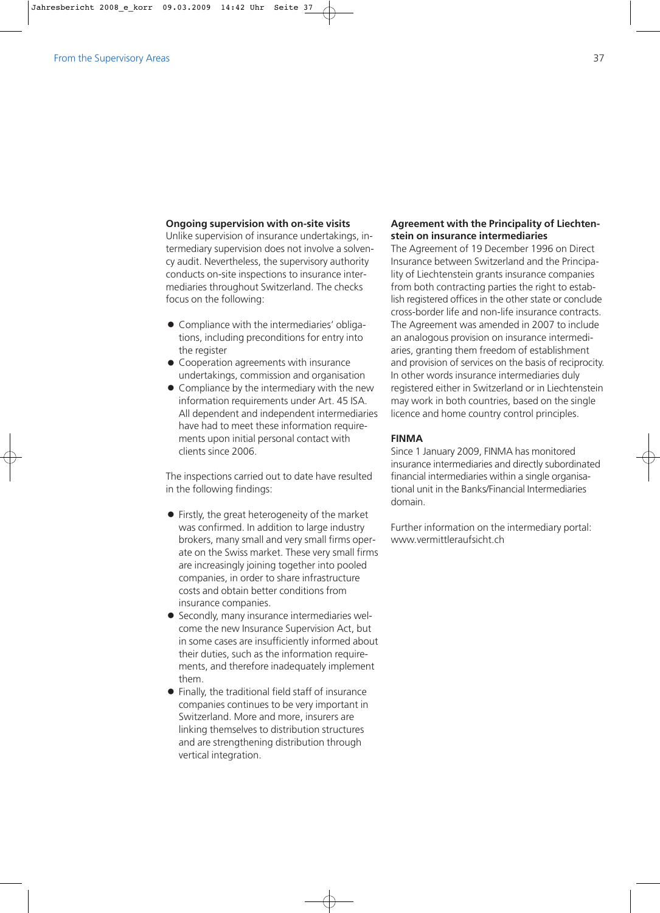### Ongoing supervision with on-site visits

Unlike supervision of insurance undertakings, intermediary supervision does not involve a solvency audit. Nevertheless, the supervisory authority conducts on-site inspections to insurance intermediaries throughout Switzerland. The checks focus on the following:

- Compliance with the intermediaries' obligations, including preconditions for entry into the register
- Cooperation agreements with insurance undertakings, commission and organisation
- Compliance by the intermediary with the new information requirements under Art. 45 ISA. All dependent and independent intermediaries have had to meet these information requirements upon initial personal contact with clients since 2006.

The inspections carried out to date have resulted in the following findings:

- Firstly, the great heterogeneity of the market was confirmed. In addition to large industry brokers, many small and very small firms operate on the Swiss market. These very small firms are increasingly joining together into pooled companies, in order to share infrastructure costs and obtain better conditions from insurance companies.
- Secondly, many insurance intermediaries welcome the new Insurance Supervision Act, but in some cases are insufficiently informed about their duties, such as the information requirements, and therefore inadequately implement them.
- Finally, the traditional field staff of insurance companies continues to be very important in Switzerland. More and more, insurers are linking themselves to distribution structures and are strengthening distribution through vertical integration.

### Agreement with the Principality of Liechtenstein on insurance intermediaries

The Agreement of 19 December 1996 on Direct Insurance between Switzerland and the Principality of Liechtenstein grants insurance companies from both contracting parties the right to establish registered offices in the other state or conclude cross-border life and non-life insurance contracts. The Agreement was amended in 2007 to include an analogous provision on insurance intermediaries, granting them freedom of establishment and provision of services on the basis of reciprocity. In other words insurance intermediaries duly registered either in Switzerland or in Liechtenstein may work in both countries, based on the single licence and home country control principles.

### FINMA

Since 1 January 2009, FINMA has monitored insurance intermediaries and directly subordinated financial intermediaries within a single organisational unit in the Banks/Financial Intermediaries domain.

Further information on the intermediary portal:
www.vermittleraufsicht.ch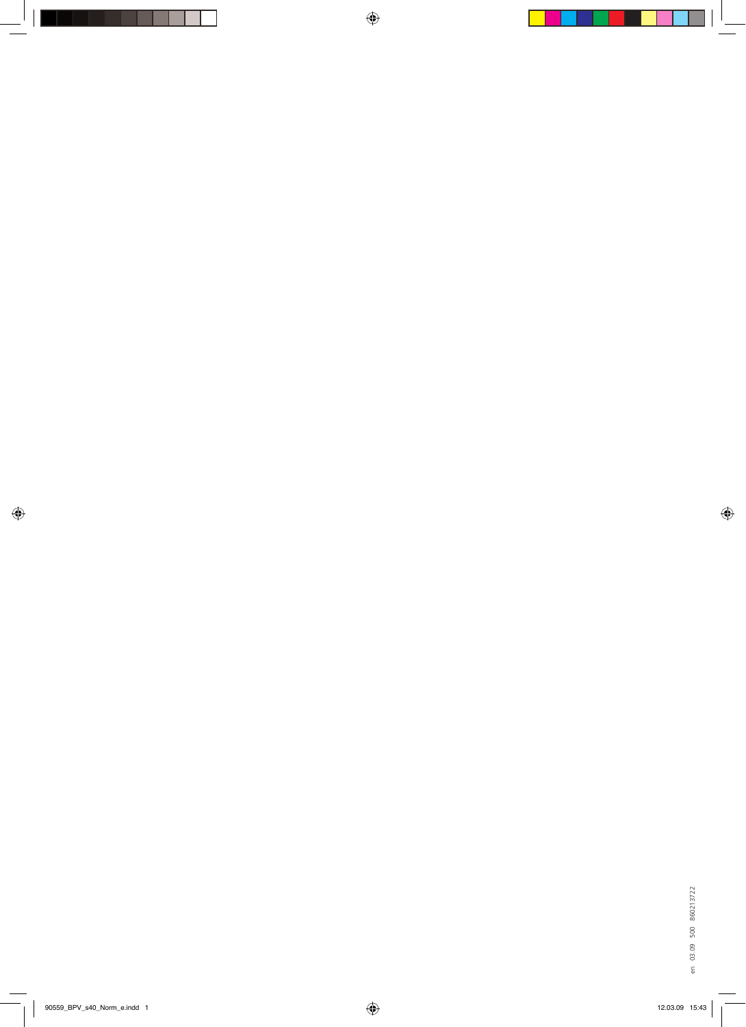en 03.09 500 860213722